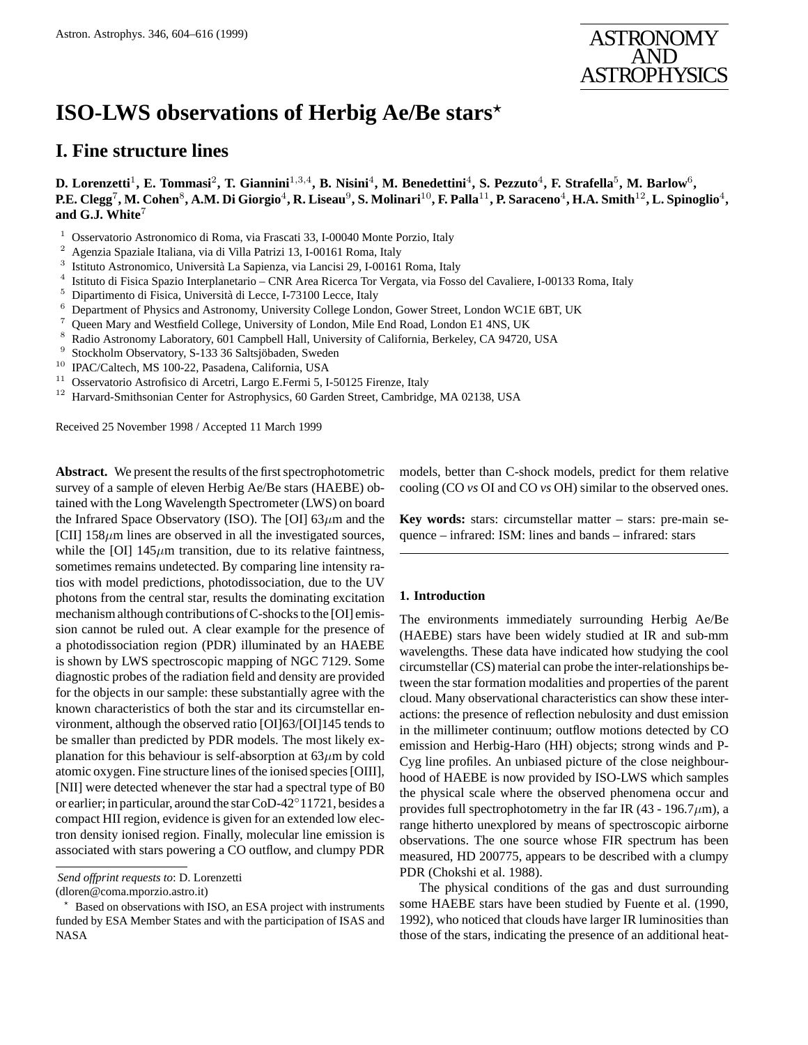# ISO-LWS observations of Herbig Ae/Be stars*

## I. Fine structure lines

**D. Lorenzetti[1], E. Tommasi[2], T. Giannini[1,3,4], B. Nisini[4], M. Benedettini[4], S. Pezzuto[4], F. Strafella[5], M. Barlow[6], P.E. Clegg[7], M. Cohen[8], A.M. Di Giorgio[4], R. Liseau[9], S. Molinari[10], F. Palla[11], P. Saraceno[4], H.A. Smith[12], L. Spinoglio[4], and G.J. White[7]**

[1] Osservatorio Astronomico di Roma, via Frascati 33, I-00040 Monte Porzio, Italy
[2] Agenzia Spaziale Italiana, via di Villa Patrizi 13, I-00161 Roma, Italy
[3] Istituto Astronomico, Università La Sapienza, via Lancisi 29, I-00161 Roma, Italy
[4] Istituto di Fisica Spazio Interplanetario – CNR Area Ricerca Tor Vergata, via Fosso del Cavaliere, I-00133 Roma, Italy
[5] Dipartimento di Fisica, Università di Lecce, I-73100 Lecce, Italy
[6] Department of Physics and Astronomy, University College London, Gower Street, London WC1E 6BT, UK
[7] Queen Mary and Westfield College, University of London, Mile End Road, London E1 4NS, UK
[8] Radio Astronomy Laboratory, 601 Campbell Hall, University of California, Berkeley, CA 94720, USA
[9] Stockholm Observatory, S-133 36 Saltsjöbaden, Sweden
[10] IPAC/Caltech, MS 100-22, Pasadena, California, USA
[11] Osservatorio Astrofisico di Arcetri, Largo E.Fermi 5, I-50125 Firenze, Italy
[12] Harvard-Smithsonian Center for Astrophysics, 60 Garden Street, Cambridge, MA 02138, USA

Received 25 November 1998 / Accepted 11 March 1999

**Abstract.** We present the results of the first spectrophotometric survey of a sample of eleven Herbig Ae/Be stars (HAEBE) obtained with the Long Wavelength Spectrometer (LWS) on board the Infrared Space Observatory (ISO). The [OI] 63$\mu$m and the [CII] 158$\mu$m lines are observed in all the investigated sources, while the [OI] 145$\mu$m transition, due to its relative faintness, sometimes remains undetected. By comparing line intensity ratios with model predictions, photodissociation, due to the UV photons from the central star, results the dominating excitation mechanism although contributions of C-shocks to the [OI] emission cannot be ruled out. A clear example for the presence of a photodissociation region (PDR) illuminated by an HAEBE is shown by LWS spectroscopic mapping of NGC 7129. Some diagnostic probes of the radiation field and density are provided for the objects in our sample: these substantially agree with the known characteristics of both the star and its circumstellar environment, although the observed ratio [OI]63/[OI]145 tends to be smaller than predicted by PDR models. The most likely explanation for this behaviour is self-absorption at 63$\mu$m by cold atomic oxygen. Fine structure lines of the ionised species [OIII], [NII] were detected whenever the star had a spectral type of B0 or earlier; in particular, around the star CoD-42°11721, besides a compact HII region, evidence is given for an extended low electron density ionised region. Finally, molecular line emission is associated with stars powering a CO outflow, and clumpy PDR models, better than C-shock models, predict for them relative cooling (CO *vs* OI and CO *vs* OH) similar to the observed ones.

**Key words:** stars: circumstellar matter – stars: pre-main sequence – infrared: ISM: lines and bands – infrared: stars

### 1. Introduction

The environments immediately surrounding Herbig Ae/Be (HAEBE) stars have been widely studied at IR and sub-mm wavelengths. These data have indicated how studying the cool circumstellar (CS) material can probe the inter-relationships between the star formation modalities and properties of the parent cloud. Many observational characteristics can show these interactions: the presence of reflection nebulosity and dust emission in the millimeter continuum; outflow motions detected by CO emission and Herbig-Haro (HH) objects; strong winds and P-Cyg line profiles. An unbiased picture of the close neighbourhood of HAEBE is now provided by ISO-LWS which samples the physical scale where the observed phenomena occur and provides full spectrophotometry in the far IR (43 - 196.7$\mu$m), a range hitherto unexplored by means of spectroscopic airborne observations. The one source whose FIR spectrum has been measured, HD 200775, appears to be described with a clumpy PDR (Chokshi et al. 1988).

The physical conditions of the gas and dust surrounding some HAEBE stars have been studied by Fuente et al. (1990, 1992), who noticed that clouds have larger IR luminosities than those of the stars, indicating the presence of an additional heat-

*Send offprint requests to*: D. Lorenzetti
(dloren@coma.mporzio.astro.it)

* Based on observations with ISO, an ESA project with instruments funded by ESA Member States and with the participation of ISAS and NASA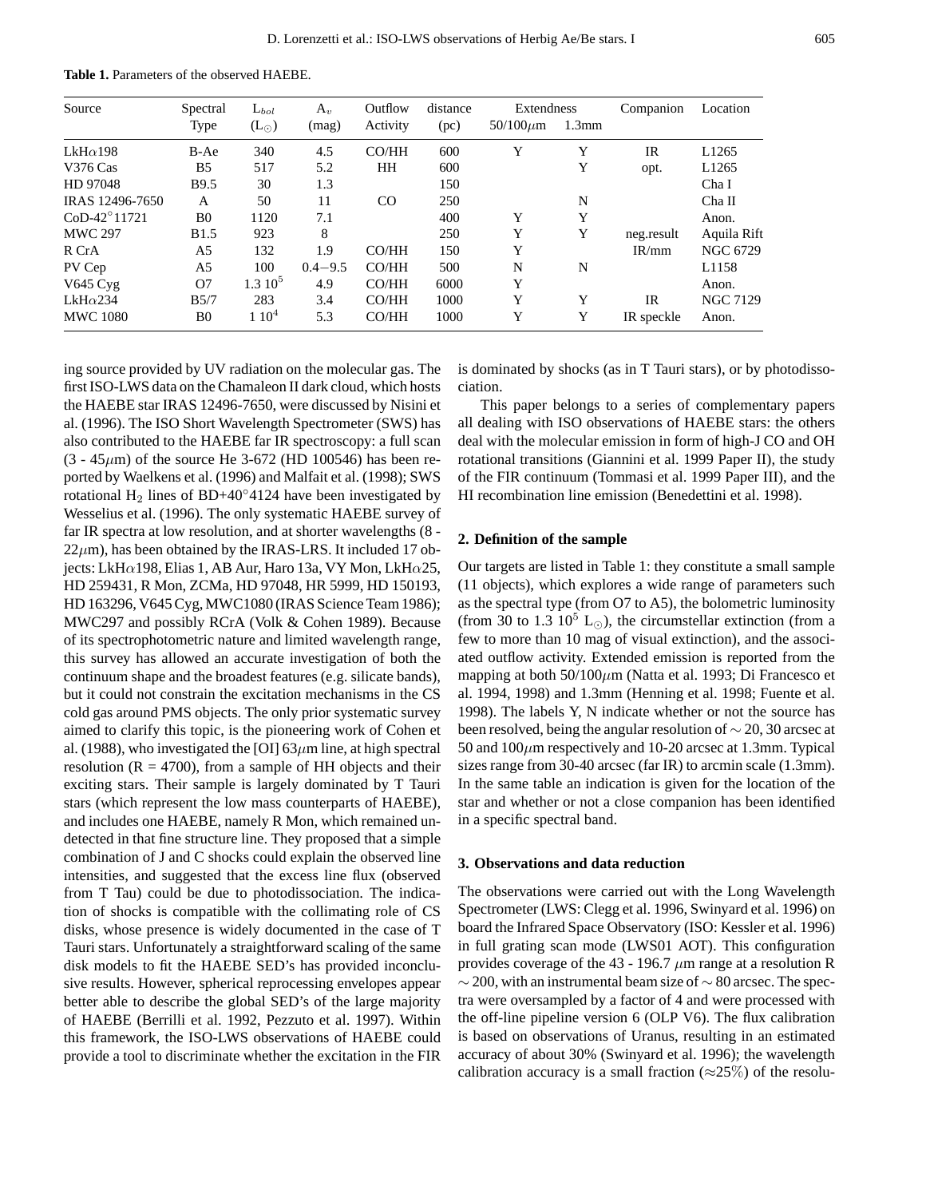**Table 1.** Parameters of the observed HAEBE.

| Source | Spectral Type | $L_{bol}$ ($L_\odot$) | $A_v$ (mag) | Outflow Activity | distance (pc) | Extendness 50/100$\mu$m | Extendness 1.3mm | Companion | Location |
|---|---|---|---|---|---|---|---|---|---|
| LkH$\alpha$198 | B-Ae | 340 | 4.5 | CO/HH | 600 | Y | Y | IR | L1265 |
| V376 Cas | B5 | 517 | 5.2 | HH | 600 | | Y | opt. | L1265 |
| HD 97048 | B9.5 | 30 | 1.3 | | 150 | | | | Cha I |
| IRAS 12496-7650 | A | 50 | 11 | CO | 250 | | N | | Cha II |
| CoD-42°11721 | B0 | 1120 | 7.1 | | 400 | Y | Y | | Anon. |
| MWC 297 | B1.5 | 923 | 8 | | 250 | Y | Y | neg.result | Aquila Rift |
| R CrA | A5 | 132 | 1.9 | CO/HH | 150 | Y | | IR/mm | NGC 6729 |
| PV Cep | A5 | 100 | 0.4−9.5 | CO/HH | 500 | N | N | | L1158 |
| V645 Cyg | O7 | $1.3\ 10^5$ | 4.9 | CO/HH | 6000 | Y | | | Anon. |
| LkH$\alpha$234 | B5/7 | 283 | 3.4 | CO/HH | 1000 | Y | Y | IR | NGC 7129 |
| MWC 1080 | B0 | $1\ 10^4$ | 5.3 | CO/HH | 1000 | Y | Y | IR speckle | Anon. |

ing source provided by UV radiation on the molecular gas. The first ISO-LWS data on the Chamaleon II dark cloud, which hosts the HAEBE star IRAS 12496-7650, were discussed by Nisini et al. (1996). The ISO Short Wavelength Spectrometer (SWS) has also contributed to the HAEBE far IR spectroscopy: a full scan (3 - 45$\mu$m) of the source He 3-672 (HD 100546) has been reported by Waelkens et al. (1996) and Malfait et al. (1998); SWS rotational $H_2$ lines of BD+40°4124 have been investigated by Wesselius et al. (1996). The only systematic HAEBE survey of far IR spectra at low resolution, and at shorter wavelengths (8 - 22$\mu$m), has been obtained by the IRAS-LRS. It included 17 objects: LkH$\alpha$198, Elias 1, AB Aur, Haro 13a, VY Mon, LkH$\alpha$25, HD 259431, R Mon, ZCMa, HD 97048, HR 5999, HD 150193, HD 163296, V645 Cyg, MWC1080 (IRAS Science Team 1986); MWC297 and possibly RCrA (Volk & Cohen 1989). Because of its spectrophotometric nature and limited wavelength range, this survey has allowed an accurate investigation of both the continuum shape and the broadest features (e.g. silicate bands), but it could not constrain the excitation mechanisms in the CS cold gas around PMS objects. The only prior systematic survey aimed to clarify this topic, is the pioneering work of Cohen et al. (1988), who investigated the [OI] 63$\mu$m line, at high spectral resolution (R = 4700), from a sample of HH objects and their exciting stars. Their sample is largely dominated by T Tauri stars (which represent the low mass counterparts of HAEBE), and includes one HAEBE, namely R Mon, which remained undetected in that fine structure line. They proposed that a simple combination of J and C shocks could explain the observed line intensities, and suggested that the excess line flux (observed from T Tau) could be due to photodissociation. The indication of shocks is compatible with the collimating role of CS disks, whose presence is widely documented in the case of T Tauri stars. Unfortunately a straightforward scaling of the same disk models to fit the HAEBE SED's has provided inconclusive results. However, spherical reprocessing envelopes appear better able to describe the global SED's of the large majority of HAEBE (Berrilli et al. 1992, Pezzuto et al. 1997). Within this framework, the ISO-LWS observations of HAEBE could provide a tool to discriminate whether the excitation in the FIR is dominated by shocks (as in T Tauri stars), or by photodissociation.

This paper belongs to a series of complementary papers all dealing with ISO observations of HAEBE stars: the others deal with the molecular emission in form of high-J CO and OH rotational transitions (Giannini et al. 1999 Paper II), the study of the FIR continuum (Tommasi et al. 1999 Paper III), and the HI recombination line emission (Benedettini et al. 1998).

## 2. Definition of the sample

Our targets are listed in Table 1: they constitute a small sample (11 objects), which explores a wide range of parameters such as the spectral type (from O7 to A5), the bolometric luminosity (from 30 to $1.3\ 10^5\ L_\odot$), the circumstellar extinction (from a few to more than 10 mag of visual extinction), and the associated outflow activity. Extended emission is reported from the mapping at both 50/100$\mu$m (Natta et al. 1993; Di Francesco et al. 1994, 1998) and 1.3mm (Henning et al. 1998; Fuente et al. 1998). The labels Y, N indicate whether or not the source has been resolved, being the angular resolution of $\sim$ 20, 30 arcsec at 50 and 100$\mu$m respectively and 10-20 arcsec at 1.3mm. Typical sizes range from 30-40 arcsec (far IR) to arcmin scale (1.3mm). In the same table an indication is given for the location of the star and whether or not a close companion has been identified in a specific spectral band.

## 3. Observations and data reduction

The observations were carried out with the Long Wavelength Spectrometer (LWS: Clegg et al. 1996, Swinyard et al. 1996) on board the Infrared Space Observatory (ISO: Kessler et al. 1996) in full grating scan mode (LWS01 AOT). This configuration provides coverage of the 43 - 196.7 $\mu$m range at a resolution R $\sim$ 200, with an instrumental beam size of $\sim$ 80 arcsec. The spectra were oversampled by a factor of 4 and were processed with the off-line pipeline version 6 (OLP V6). The flux calibration is based on observations of Uranus, resulting in an estimated accuracy of about 30% (Swinyard et al. 1996); the wavelength calibration accuracy is a small fraction ($\approx$25%) of the resolu-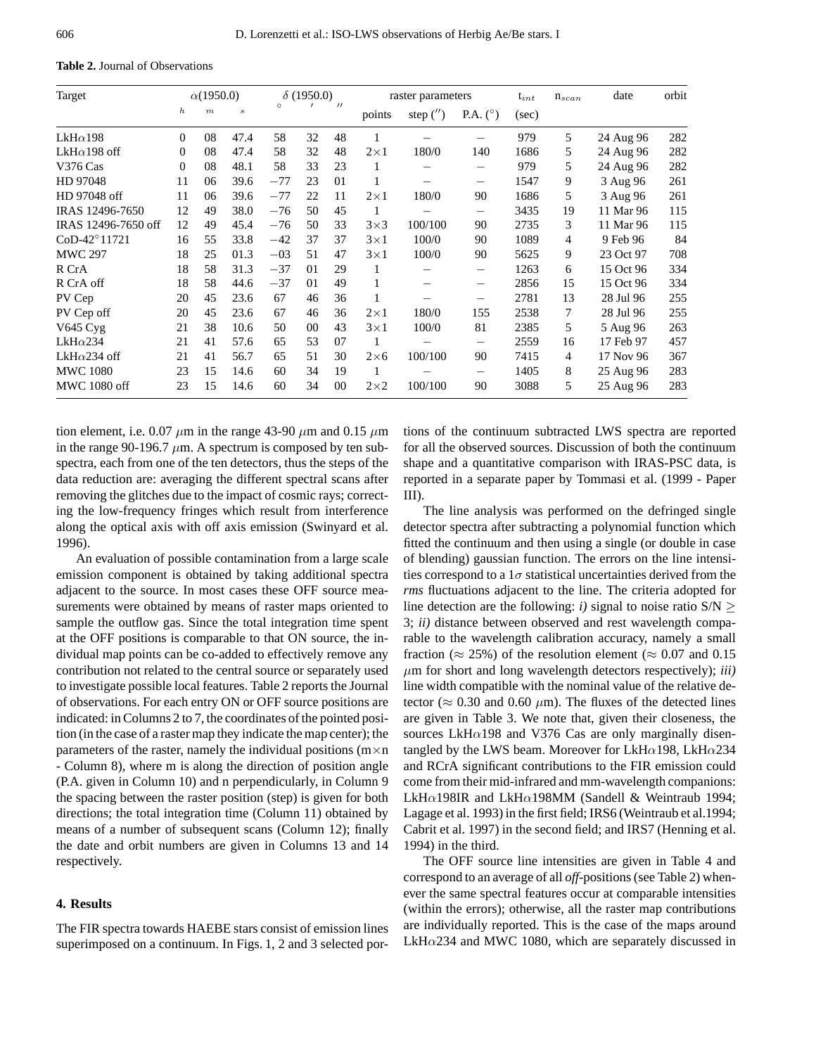**Table 2.** Journal of Observations

| Target | $\alpha$(1950.0) | | | $\delta$ (1950.0) | | | raster parameters | | | $t_{int}$ | $n_{scan}$ | date | orbit |
|---|---|---|---|---|---|---|---|---|---|---|---|---|---|
| | $h$ | $m$ | $s$ | $\circ$ | $'$ | $''$ | points | step ($''$) | P.A. ($\circ$) | (sec) | | | |
| LkH$\alpha$198 | 0 | 08 | 47.4 | 58 | 32 | 48 | 1 | – | – | 979 | 5 | 24 Aug 96 | 282 |
| LkH$\alpha$198 off | 0 | 08 | 47.4 | 58 | 32 | 48 | 2$\times$1 | 180/0 | 140 | 1686 | 5 | 24 Aug 96 | 282 |
| V376 Cas | 0 | 08 | 48.1 | 58 | 33 | 23 | 1 | – | – | 979 | 5 | 24 Aug 96 | 282 |
| HD 97048 | 11 | 06 | 39.6 | $-77$ | 23 | 01 | 1 | – | – | 1547 | 9 | 3 Aug 96 | 261 |
| HD 97048 off | 11 | 06 | 39.6 | $-77$ | 22 | 11 | 2$\times$1 | 180/0 | 90 | 1686 | 5 | 3 Aug 96 | 261 |
| IRAS 12496-7650 | 12 | 49 | 38.0 | $-76$ | 50 | 45 | 1 | – | – | 3435 | 19 | 11 Mar 96 | 115 |
| IRAS 12496-7650 off | 12 | 49 | 45.4 | $-76$ | 50 | 33 | 3$\times$3 | 100/100 | 90 | 2735 | 3 | 11 Mar 96 | 115 |
| CoD-42°11721 | 16 | 55 | 33.8 | $-42$ | 37 | 37 | 3$\times$1 | 100/0 | 90 | 1089 | 4 | 9 Feb 96 | 84 |
| MWC 297 | 18 | 25 | 01.3 | $-03$ | 51 | 47 | 3$\times$1 | 100/0 | 90 | 5625 | 9 | 23 Oct 97 | 708 |
| R CrA | 18 | 58 | 31.3 | $-37$ | 01 | 29 | 1 | – | – | 1263 | 6 | 15 Oct 96 | 334 |
| R CrA off | 18 | 58 | 44.6 | $-37$ | 01 | 49 | 1 | – | – | 2856 | 15 | 15 Oct 96 | 334 |
| PV Cep | 20 | 45 | 23.6 | 67 | 46 | 36 | 1 | – | – | 2781 | 13 | 28 Jul 96 | 255 |
| PV Cep off | 20 | 45 | 23.6 | 67 | 46 | 36 | 2$\times$1 | 180/0 | 155 | 2538 | 7 | 28 Jul 96 | 255 |
| V645 Cyg | 21 | 38 | 10.6 | 50 | 00 | 43 | 3$\times$1 | 100/0 | 81 | 2385 | 5 | 5 Aug 96 | 263 |
| LkH$\alpha$234 | 21 | 41 | 57.6 | 65 | 53 | 07 | 1 | – | – | 2559 | 16 | 17 Feb 97 | 457 |
| LkH$\alpha$234 off | 21 | 41 | 56.7 | 65 | 51 | 30 | 2$\times$6 | 100/100 | 90 | 7415 | 4 | 17 Nov 96 | 367 |
| MWC 1080 | 23 | 15 | 14.6 | 60 | 34 | 19 | 1 | – | – | 1405 | 8 | 25 Aug 96 | 283 |
| MWC 1080 off | 23 | 15 | 14.6 | 60 | 34 | 00 | 2$\times$2 | 100/100 | 90 | 3088 | 5 | 25 Aug 96 | 283 |

tion element, i.e. 0.07 $\mu$m in the range 43-90 $\mu$m and 0.15 $\mu$m in the range 90-196.7 $\mu$m. A spectrum is composed by ten subspectra, each from one of the ten detectors, thus the steps of the data reduction are: averaging the different spectral scans after removing the glitches due to the impact of cosmic rays; correcting the low-frequency fringes which result from interference along the optical axis with off axis emission (Swinyard et al. 1996).

An evaluation of possible contamination from a large scale emission component is obtained by taking additional spectra adjacent to the source. In most cases these OFF source measurements were obtained by means of raster maps oriented to sample the outflow gas. Since the total integration time spent at the OFF positions is comparable to that ON source, the individual map points can be co-added to effectively remove any contribution not related to the central source or separately used to investigate possible local features. Table 2 reports the Journal of observations. For each entry ON or OFF source positions are indicated: in Columns 2 to 7, the coordinates of the pointed position (in the case of a raster map they indicate the map center); the parameters of the raster, namely the individual positions (m$\times$n - Column 8), where m is along the direction of position angle (P.A. given in Column 10) and n perpendicularly, in Column 9 the spacing between the raster position (step) is given for both directions; the total integration time (Column 11) obtained by means of a number of subsequent scans (Column 12); finally the date and orbit numbers are given in Columns 13 and 14 respectively.

## 4. Results

The FIR spectra towards HAEBE stars consist of emission lines superimposed on a continuum. In Figs. 1, 2 and 3 selected portions of the continuum subtracted LWS spectra are reported for all the observed sources. Discussion of both the continuum shape and a quantitative comparison with IRAS-PSC data, is reported in a separate paper by Tommasi et al. (1999 - Paper III).

The line analysis was performed on the defringed single detector spectra after subtracting a polynomial function which fitted the continuum and then using a single (or double in case of blending) gaussian function. The errors on the line intensities correspond to a 1$\sigma$ statistical uncertainties derived from the *rms* fluctuations adjacent to the line. The criteria adopted for line detection are the following: *i)* signal to noise ratio S/N $\geq$ 3; *ii)* distance between observed and rest wavelength comparable to the wavelength calibration accuracy, namely a small fraction ($\approx$ 25%) of the resolution element ($\approx$ 0.07 and 0.15 $\mu$m for short and long wavelength detectors respectively); *iii)* line width compatible with the nominal value of the relative detector ($\approx$ 0.30 and 0.60 $\mu$m). The fluxes of the detected lines are given in Table 3. We note that, given their closeness, the sources LkH$\alpha$198 and V376 Cas are only marginally disentangled by the LWS beam. Moreover for LkH$\alpha$198, LkH$\alpha$234 and RCrA significant contributions to the FIR emission could come from their mid-infrared and mm-wavelength companions: LkH$\alpha$198IR and LkH$\alpha$198MM (Sandell & Weintraub 1994; Lagage et al. 1993) in the first field; IRS6 (Weintraub et al.1994; Cabrit et al. 1997) in the second field; and IRS7 (Henning et al. 1994) in the third.

The OFF source line intensities are given in Table 4 and correspond to an average of all *off*-positions (see Table 2) whenever the same spectral features occur at comparable intensities (within the errors); otherwise, all the raster map contributions are individually reported. This is the case of the maps around LkH$\alpha$234 and MWC 1080, which are separately discussed in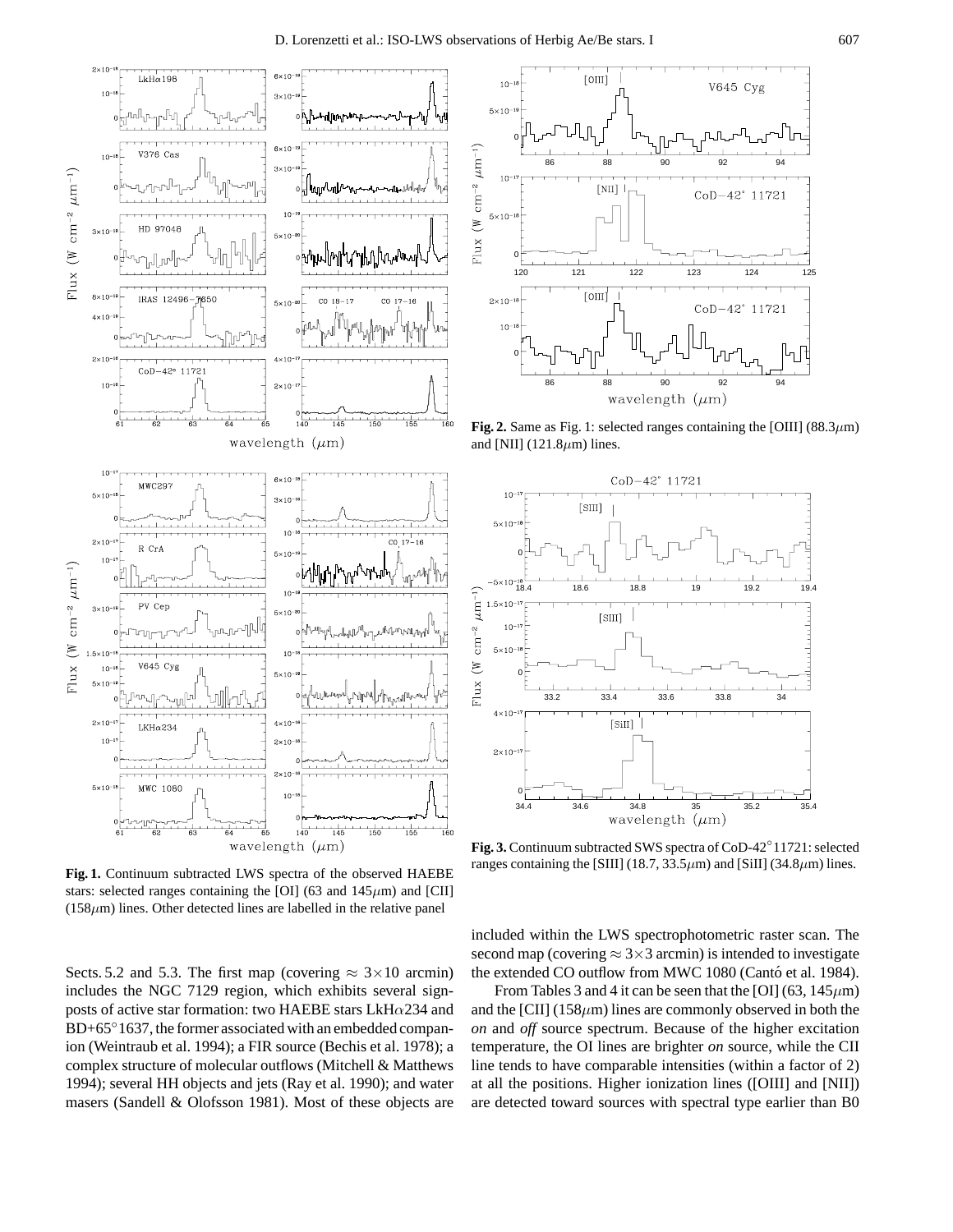**Fig. 1.** Continuum subtracted LWS spectra of the observed HAEBE stars: selected ranges containing the [OI] (63 and 145$\mu$m) and [CII] (158$\mu$m) lines. Other detected lines are labelled in the relative panel

**Fig. 2.** Same as Fig. 1: selected ranges containing the [OIII] (88.3$\mu$m) and [NII] (121.8$\mu$m) lines.

**Fig. 3.** Continuum subtracted SWS spectra of CoD-42°11721: selected ranges containing the [SIII] (18.7, 33.5$\mu$m) and [SiII] (34.8$\mu$m) lines.

Sects. 5.2 and 5.3. The first map (covering $\approx 3{\times}10$ arcmin) includes the NGC 7129 region, which exhibits several signposts of active star formation: two HAEBE stars LkH$\alpha$234 and BD+65°1637, the former associated with an embedded companion (Weintraub et al. 1994); a FIR source (Bechis et al. 1978); a complex structure of molecular outflows (Mitchell & Matthews 1994); several HH objects and jets (Ray et al. 1990); and water masers (Sandell & Olofsson 1981). Most of these objects are included within the LWS spectrophotometric raster scan. The second map (covering $\approx 3{\times}3$ arcmin) is intended to investigate the extended CO outflow from MWC 1080 (Cantó et al. 1984).

From Tables 3 and 4 it can be seen that the [OI] (63, 145$\mu$m) and the [CII] (158$\mu$m) lines are commonly observed in both the *on* and *off* source spectrum. Because of the higher excitation temperature, the OI lines are brighter *on* source, while the CII line tends to have comparable intensities (within a factor of 2) at all the positions. Higher ionization lines ([OIII] and [NII]) are detected toward sources with spectral type earlier than B0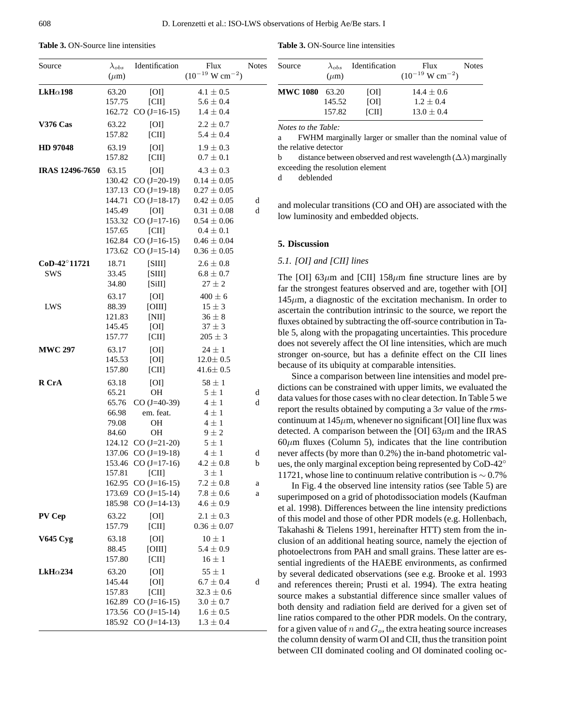**Table 3.** ON-Source line intensities

| Source | $\lambda_{obs}$ ($\mu$m) | Identification | Flux ($10^{-19}$ W cm$^{-2}$) | Notes |
|---|---|---|---|---|
| **LkH$\alpha$198** | 63.20 | [OI] | $4.1 \pm 0.5$ | |
| | 157.75 | [CII] | $5.6 \pm 0.4$ | |
| | 162.72 | CO (J=16-15) | $1.4 \pm 0.4$ | |
| **V376 Cas** | 63.22 | [OI] | $2.2 \pm 0.7$ | |
| | 157.82 | [CII] | $5.4 \pm 0.4$ | |
| **HD 97048** | 63.19 | [OI] | $1.9 \pm 0.3$ | |
| | 157.82 | [CII] | $0.7 \pm 0.1$ | |
| **IRAS 12496-7650** | 63.15 | [OI] | $4.3 \pm 0.3$ | |
| | 130.42 | CO (J=20-19) | $0.14 \pm 0.05$ | |
| | 137.13 | CO (J=19-18) | $0.27 \pm 0.05$ | |
| | 144.71 | CO (J=18-17) | $0.42 \pm 0.05$ | d |
| | 145.49 | [OI] | $0.31 \pm 0.08$ | d |
| | 153.32 | CO (J=17-16) | $0.54 \pm 0.06$ | |
| | 157.65 | [CII] | $0.4 \pm 0.1$ | |
| | 162.84 | CO (J=16-15) | $0.46 \pm 0.04$ | |
| | 173.62 | CO (J=15-14) | $0.36 \pm 0.05$ | |
| **CoD-42°11721** SWS | 18.71 | [SIII] | $2.6 \pm 0.8$ | |
| | 33.45 | [SIII] | $6.8 \pm 0.7$ | |
| | 34.80 | [SiII] | $27 \pm 2$ | |
| LWS | 63.17 | [OI] | $400 \pm 6$ | |
| | 88.39 | [OIII] | $15 \pm 3$ | |
| | 121.83 | [NII] | $36 \pm 8$ | |
| | 145.45 | [OI] | $37 \pm 3$ | |
| | 157.77 | [CII] | $205 \pm 3$ | |
| **MWC 297** | 63.17 | [OI] | $24 \pm 1$ | |
| | 145.53 | [OI] | $12.0 \pm 0.5$ | |
| | 157.80 | [CII] | $41.6 \pm 0.5$ | |
| **R CrA** | 63.18 | [OI] | $58 \pm 1$ | |
| | 65.21 | OH | $5 \pm 1$ | d |
| | 65.76 | CO (J=40-39) | $4 \pm 1$ | d |
| | 66.98 | em. feat. | $4 \pm 1$ | |
| | 79.08 | OH | $4 \pm 1$ | |
| | 84.60 | OH | $9 \pm 2$ | |
| | 124.12 | CO (J=21-20) | $5 \pm 1$ | |
| | 137.06 | CO (J=19-18) | $4 \pm 1$ | d |
| | 153.46 | CO (J=17-16) | $4.2 \pm 0.8$ | b |
| | 157.81 | [CII] | $3 \pm 1$ | |
| | 162.95 | CO (J=16-15) | $7.2 \pm 0.8$ | a |
| | 173.69 | CO (J=15-14) | $7.8 \pm 0.6$ | a |
| | 185.98 | CO (J=14-13) | $4.6 \pm 0.9$ | |
| **PV Cep** | 63.22 | [OI] | $2.1 \pm 0.3$ | |
| | 157.79 | [CII] | $0.36 \pm 0.07$ | |
| **V645 Cyg** | 63.18 | [OI] | $10 \pm 1$ | |
| | 88.45 | [OIII] | $5.4 \pm 0.9$ | |
| | 157.80 | [CII] | $16 \pm 1$ | |
| **LkH$\alpha$234** | 63.20 | [OI] | $55 \pm 1$ | |
| | 145.44 | [OI] | $6.7 \pm 0.4$ | d |
| | 157.83 | [CII] | $32.3 \pm 0.6$ | |
| | 162.89 | CO (J=16-15) | $3.0 \pm 0.7$ | |
| | 173.56 | CO (J=15-14) | $1.6 \pm 0.5$ | |
| | 185.92 | CO (J=14-13) | $1.3 \pm 0.4$ | |
| **MWC 1080** | 63.20 | [OI] | $14.4 \pm 0.6$ | |
| | 145.52 | [OI] | $1.2 \pm 0.4$ | |
| | 157.82 | [CII] | $13.0 \pm 0.4$ | |

*Notes to the Table:*

a FWHM marginally larger or smaller than the nominal value of the relative detector

b distance between observed and rest wavelength ($\Delta\lambda$) marginally exceeding the resolution element

d deblended

and molecular transitions (CO and OH) are associated with the low luminosity and embedded objects.

## 5. Discussion

### 5.1. [OI] and [CII] lines

The [OI] 63$\mu$m and [CII] 158$\mu$m fine structure lines are by far the strongest features observed and are, together with [OI] 145$\mu$m, a diagnostic of the excitation mechanism. In order to ascertain the contribution intrinsic to the source, we report the fluxes obtained by subtracting the off-source contribution in Table 5, along with the propagating uncertainties. This procedure does not severely affect the OI line intensities, which are much stronger on-source, but has a definite effect on the CII lines because of its ubiquity at comparable intensities.

Since a comparison between line intensities and model predictions can be constrained with upper limits, we evaluated the data values for those cases with no clear detection. In Table 5 we report the results obtained by computing a 3$\sigma$ value of the *rms*-continuum at 145$\mu$m, whenever no significant [OI] line flux was detected. A comparison between the [OI] 63$\mu$m and the IRAS 60$\mu$m fluxes (Column 5), indicates that the line contribution never affects (by more than 0.2%) the in-band photometric values, the only marginal exception being represented by CoD-42° 11721, whose line to continuum relative contribution is $\sim$ 0.7%

In Fig. 4 the observed line intensity ratios (see Table 5) are superimposed on a grid of photodissociation models (Kaufman et al. 1998). Differences between the line intensity predictions of this model and those of other PDR models (e.g. Hollenbach, Takahashi & Tielens 1991, hereinafter HTT) stem from the inclusion of an additional heating source, namely the ejection of photoelectrons from PAH and small grains. These latter are essential ingredients of the HAEBE environments, as confirmed by several dedicated observations (see e.g. Brooke et al. 1993 and references therein; Prusti et al. 1994). The extra heating source makes a substantial difference since smaller values of both density and radiation field are derived for a given set of line ratios compared to the other PDR models. On the contrary, for a given value of $n$ and $G_o$, the extra heating source increases the column density of warm OI and CII, thus the transition point between CII dominated cooling and OI dominated cooling oc-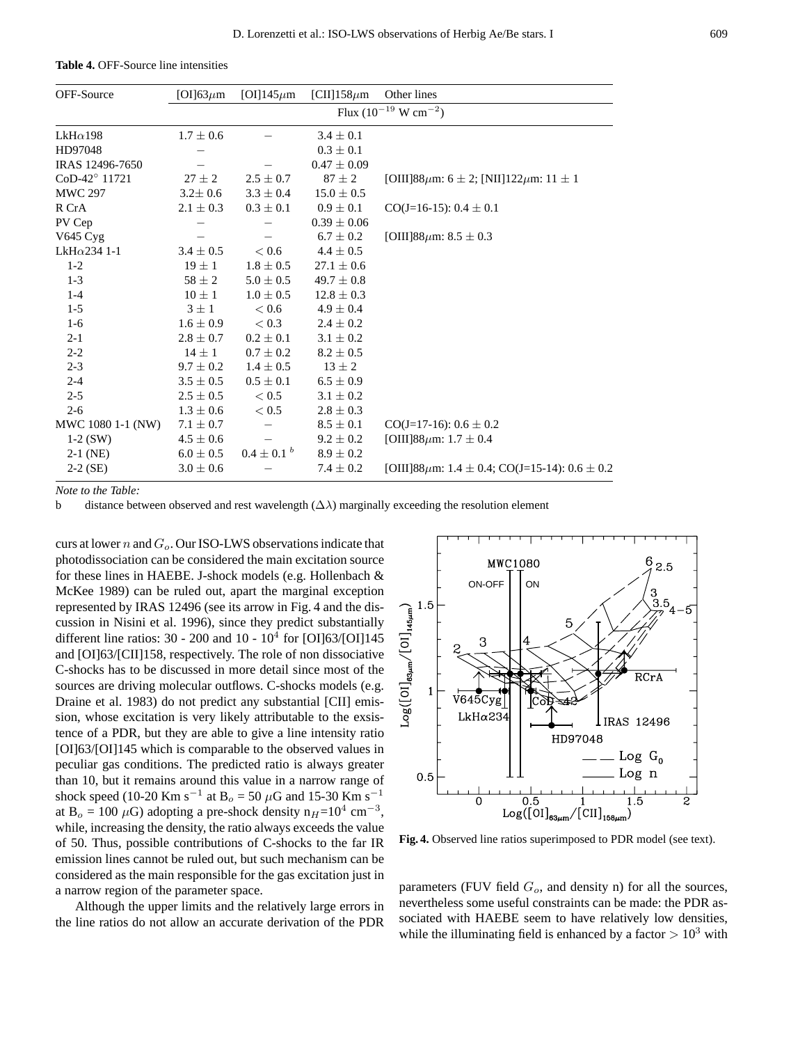**Table 4.** OFF-Source line intensities

| OFF-Source | [OI]63$\mu$m | [OI]145$\mu$m | [CII]158$\mu$m | Other lines |
|---|---|---|---|---|
| | Flux ($10^{-19}$ W cm$^{-2}$) | | | |
| LkH$\alpha$198 | $1.7 \pm 0.6$ | – | $3.4 \pm 0.1$ | |
| HD97048 | – | | $0.3 \pm 0.1$ | |
| IRAS 12496-7650 | – | – | $0.47 \pm 0.09$ | |
| CoD-42° 11721 | $27 \pm 2$ | $2.5 \pm 0.7$ | $87 \pm 2$ | [OIII]88$\mu$m: $6 \pm 2$; [NII]122$\mu$m: $11 \pm 1$ |
| MWC 297 | $3.2 \pm 0.6$ | $3.3 \pm 0.4$ | $15.0 \pm 0.5$ | |
| R CrA | $2.1 \pm 0.3$ | $0.3 \pm 0.1$ | $0.9 \pm 0.1$ | CO(J=16-15): $0.4 \pm 0.1$ |
| PV Cep | – | – | $0.39 \pm 0.06$ | |
| V645 Cyg | – | – | $6.7 \pm 0.2$ | [OIII]88$\mu$m: $8.5 \pm 0.3$ |
| LkH$\alpha$234 1-1 | $3.4 \pm 0.5$ | $< 0.6$ | $4.4 \pm 0.5$ | |
| 1-2 | $19 \pm 1$ | $1.8 \pm 0.5$ | $27.1 \pm 0.6$ | |
| 1-3 | $58 \pm 2$ | $5.0 \pm 0.5$ | $49.7 \pm 0.8$ | |
| 1-4 | $10 \pm 1$ | $1.0 \pm 0.5$ | $12.8 \pm 0.3$ | |
| 1-5 | $3 \pm 1$ | $< 0.6$ | $4.9 \pm 0.4$ | |
| 1-6 | $1.6 \pm 0.9$ | $< 0.3$ | $2.4 \pm 0.2$ | |
| 2-1 | $2.8 \pm 0.7$ | $0.2 \pm 0.1$ | $3.1 \pm 0.2$ | |
| 2-2 | $14 \pm 1$ | $0.7 \pm 0.2$ | $8.2 \pm 0.5$ | |
| 2-3 | $9.7 \pm 0.2$ | $1.4 \pm 0.5$ | $13 \pm 2$ | |
| 2-4 | $3.5 \pm 0.5$ | $0.5 \pm 0.1$ | $6.5 \pm 0.9$ | |
| 2-5 | $2.5 \pm 0.5$ | $< 0.5$ | $3.1 \pm 0.2$ | |
| 2-6 | $1.3 \pm 0.6$ | $< 0.5$ | $2.8 \pm 0.3$ | |
| MWC 1080 1-1 (NW) | $7.1 \pm 0.7$ | – | $8.5 \pm 0.1$ | CO(J=17-16): $0.6 \pm 0.2$ |
| 1-2 (SW) | $4.5 \pm 0.6$ | – | $9.2 \pm 0.2$ | [OIII]88$\mu$m: $1.7 \pm 0.4$ |
| 2-1 (NE) | $6.0 \pm 0.5$ | $0.4 \pm 0.1$ [b] | $8.9 \pm 0.2$ | |
| 2-2 (SE) | $3.0 \pm 0.6$ | – | $7.4 \pm 0.2$ | [OIII]88$\mu$m: $1.4 \pm 0.4$; CO(J=15-14): $0.6 \pm 0.2$ |

*Note to the Table:*

b distance between observed and rest wavelength ($\Delta\lambda$) marginally exceeding the resolution element

curs at lower $n$ and $G_o$. Our ISO-LWS observations indicate that photodissociation can be considered the main excitation source for these lines in HAEBE. J-shock models (e.g. Hollenbach & McKee 1989) can be ruled out, apart the marginal exception represented by IRAS 12496 (see its arrow in Fig. 4 and the discussion in Nisini et al. 1996), since they predict substantially different line ratios: 30 - 200 and 10 - $10^4$ for [OI]63/[OI]145 and [OI]63/[CII]158, respectively. The role of non dissociative C-shocks has to be discussed in more detail since most of the sources are driving molecular outflows. C-shocks models (e.g. Draine et al. 1983) do not predict any substantial [CII] emission, whose excitation is very likely attributable to the exsistence of a PDR, but they are able to give a line intensity ratio [OI]63/[OI]145 which is comparable to the observed values in peculiar gas conditions. The predicted ratio is always greater than 10, but it remains around this value in a narrow range of shock speed (10-20 Km s$^{-1}$ at B$_o$ = 50 $\mu$G and 15-30 Km s$^{-1}$ at B$_o$ = 100 $\mu$G) adopting a pre-shock density n$_H$=$10^4$ cm$^{-3}$, while, increasing the density, the ratio always exceeds the value of 50. Thus, possible contributions of C-shocks to the far IR emission lines cannot be ruled out, but such mechanism can be considered as the main responsible for the gas excitation just in a narrow region of the parameter space.

Although the upper limits and the relatively large errors in the line ratios do not allow an accurate derivation of the PDR parameters (FUV field $G_o$, and density n) for all the sources, nevertheless some useful constraints can be made: the PDR associated with HAEBE seem to have relatively low densities, while the illuminating field is enhanced by a factor $> 10^3$ with

**Fig. 4.** Observed line ratios superimposed to PDR model (see text).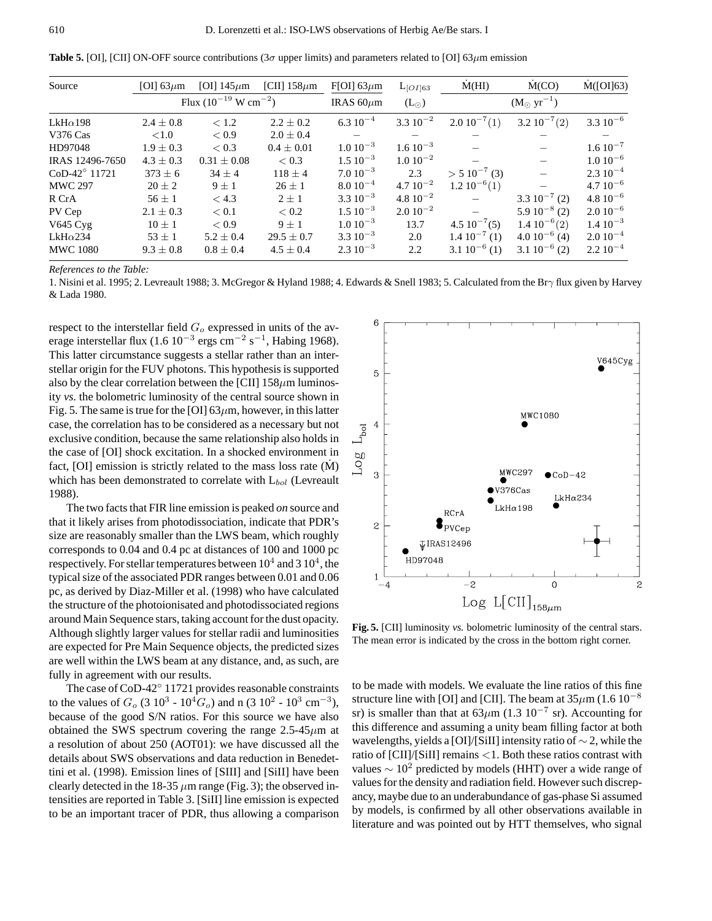**Table 5.** [OI], [CII] ON-OFF source contributions (3$\sigma$ upper limits) and parameters related to [OI] 63$\mu$m emission

| Source | [OI] 63$\mu$m | [OI] 145$\mu$m | [CII] 158$\mu$m | F[OI] 63$\mu$m | $L_{[OI]63}$ | $\dot{M}$(HI) | $\dot{M}$(CO) | $\dot{M}$([OI]63) |
|---|---|---|---|---|---|---|---|---|
| | Flux ($10^{-19}$ W cm$^{-2}$) | | | IRAS 60$\mu$m | ($L_\odot$) | ($M_\odot$ yr$^{-1}$) | | |
| LkH$\alpha$198 | $2.4 \pm 0.8$ | $< 1.2$ | $2.2 \pm 0.2$ | $6.3\ 10^{-4}$ | $3.3\ 10^{-2}$ | $2.0\ 10^{-7}$(1) | $3.2\ 10^{-7}$(2) | $3.3\ 10^{-6}$ |
| V376 Cas | $<1.0$ | $< 0.9$ | $2.0 \pm 0.4$ | – | – | – | – | – |
| HD97048 | $1.9 \pm 0.3$ | $< 0.3$ | $0.4 \pm 0.01$ | $1.0\ 10^{-3}$ | $1.6\ 10^{-3}$ | – | – | $1.6\ 10^{-7}$ |
| IRAS 12496-7650 | $4.3 \pm 0.3$ | $0.31 \pm 0.08$ | $< 0.3$ | $1.5\ 10^{-3}$ | $1.0\ 10^{-2}$ | – | – | $1.0\ 10^{-6}$ |
| CoD-42° 11721 | $373 \pm 6$ | $34 \pm 4$ | $118 \pm 4$ | $7.0\ 10^{-3}$ | 2.3 | $> 5\ 10^{-7}$ (3) | – | $2.3\ 10^{-4}$ |
| MWC 297 | $20 \pm 2$ | $9 \pm 1$ | $26 \pm 1$ | $8.0\ 10^{-4}$ | $4.7\ 10^{-2}$ | $1.2\ 10^{-6}$(1) | – | $4.7\ 10^{-6}$ |
| R CrA | $56 \pm 1$ | $< 4.3$ | $2 \pm 1$ | $3.3\ 10^{-3}$ | $4.8\ 10^{-2}$ | – | $3.3\ 10^{-7}$ (2) | $4.8\ 10^{-6}$ |
| PV Cep | $2.1 \pm 0.3$ | $< 0.1$ | $< 0.2$ | $1.5\ 10^{-3}$ | $2.0\ 10^{-2}$ | – | $5.9\ 10^{-8}$ (2) | $2.0\ 10^{-6}$ |
| V645 Cyg | $10 \pm 1$ | $< 0.9$ | $9 \pm 1$ | $1.0\ 10^{-3}$ | 13.7 | $4.5\ 10^{-7}$(5) | $1.4\ 10^{-6}$(2) | $1.4\ 10^{-3}$ |
| LkH$\alpha$234 | $53 \pm 1$ | $5.2 \pm 0.4$ | $29.5 \pm 0.7$ | $3.3\ 10^{-3}$ | 2.0 | $1.4\ 10^{-7}$ (1) | $4.0\ 10^{-6}$ (4) | $2.0\ 10^{-4}$ |
| MWC 1080 | $9.3 \pm 0.8$ | $0.8 \pm 0.4$ | $4.5 \pm 0.4$ | $2.3\ 10^{-3}$ | 2.2 | $3.1\ 10^{-6}$ (1) | $3.1\ 10^{-6}$ (2) | $2.2\ 10^{-4}$ |

*References to the Table:*

1. Nisini et al. 1995; 2. Levreault 1988; 3. McGregor & Hyland 1988; 4. Edwards & Snell 1983; 5. Calculated from the Br$\gamma$ flux given by Harvey & Lada 1980.

respect to the interstellar field $G_o$ expressed in units of the average interstellar flux ($1.6\ 10^{-3}$ ergs cm$^{-2}$ s$^{-1}$, Habing 1968). This latter circumstance suggests a stellar rather than an interstellar origin for the FUV photons. This hypothesis is supported also by the clear correlation between the [CII] 158$\mu$m luminosity *vs.* the bolometric luminosity of the central source shown in Fig. 5. The same is true for the [OI] 63$\mu$m, however, in this latter case, the correlation has to be considered as a necessary but not exclusive condition, because the same relationship also holds in the case of [OI] shock excitation. In a shocked environment in fact, [OI] emission is strictly related to the mass loss rate ($\dot{M}$) which has been demonstrated to correlate with $L_{bol}$ (Levreault 1988).

The two facts that FIR line emission is peaked *on* source and that it likely arises from photodissociation, indicate that PDR's size are reasonably smaller than the LWS beam, which roughly corresponds to 0.04 and 0.4 pc at distances of 100 and 1000 pc respectively. For stellar temperatures between $10^4$ and $3\ 10^4$, the typical size of the associated PDR ranges between 0.01 and 0.06 pc, as derived by Diaz-Miller et al. (1998) who have calculated the structure of the photoionisated and photodissociated regions around Main Sequence stars, taking account for the dust opacity. Although slightly larger values for stellar radii and luminosities are expected for Pre Main Sequence objects, the predicted sizes are well within the LWS beam at any distance, and, as such, are fully in agreement with our results.

The case of CoD-42° 11721 provides reasonable constraints to the values of $G_o$ ($3\ 10^3$ - $10^4 G_o$) and n ($3\ 10^2$ - $10^3$ cm$^{-3}$), because of the good S/N ratios. For this source we have also obtained the SWS spectrum covering the range 2.5-45$\mu$m at a resolution of about 250 (AOT01): we have discussed all the details about SWS observations and data reduction in Benedettini et al. (1998). Emission lines of [SIII] and [SiII] have been clearly detected in the 18-35 $\mu$m range (Fig. 3); the observed intensities are reported in Table 3. [SiII] line emission is expected to be an important tracer of PDR, thus allowing a comparison to be made with models. We evaluate the line ratios of this fine structure line with [OI] and [CII]. The beam at 35$\mu$m ($1.6\ 10^{-8}$ sr) is smaller than that at 63$\mu$m ($1.3\ 10^{-7}$ sr). Accounting for this difference and assuming a unity beam filling factor at both wavelengths, yields a [OI]/[SiII] intensity ratio of $\sim 2$, while the ratio of [CII]/[SiII] remains $<$1. Both these ratios contrast with values $\sim 10^2$ predicted by models (HHT) over a wide range of values for the density and radiation field. However such discrepancy, maybe due to an underabundance of gas-phase Si assumed by models, is confirmed by all other observations available in literature and was pointed out by HTT themselves, who signal

**Fig. 5.** [CII] luminosity *vs.* bolometric luminosity of the central stars. The mean error is indicated by the cross in the bottom right corner.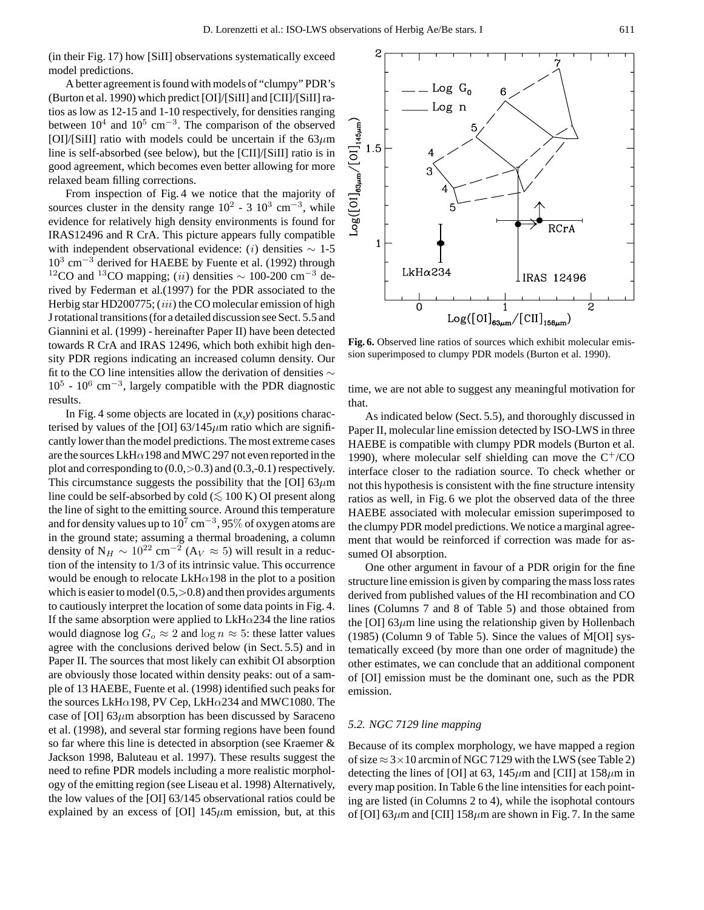(in their Fig. 17) how [SiII] observations systematically exceed model predictions.

A better agreement is found with models of "clumpy" PDR's (Burton et al. 1990) which predict [OI]/[SiII] and [CII]/[SiII] ratios as low as 12-15 and 1-10 respectively, for densities ranging between $10^4$ and $10^5$ cm$^{-3}$. The comparison of the observed [OI]/[SiII] ratio with models could be uncertain if the 63$\mu$m line is self-absorbed (see below), but the [CII]/[SiII] ratio is in good agreement, which becomes even better allowing for more relaxed beam filling corrections.

From inspection of Fig. 4 we notice that the majority of sources cluster in the density range $10^2$ - 3 $10^3$ cm$^{-3}$, while evidence for relatively high density environments is found for IRAS12496 and R CrA. This picture appears fully compatible with independent observational evidence: ($i$) densities $\sim$ 1-5 $10^3$ cm$^{-3}$ derived for HAEBE by Fuente et al. (1992) through $^{12}$CO and $^{13}$CO mapping; ($ii$) densities $\sim$ 100-200 cm$^{-3}$ derived by Federman et al.(1997) for the PDR associated to the Herbig star HD200775; ($iii$) the CO molecular emission of high J rotational transitions (for a detailed discussion see Sect. 5.5 and Giannini et al. (1999) - hereinafter Paper II) have been detected towards R CrA and IRAS 12496, which both exhibit high density PDR regions indicating an increased column density. Our fit to the CO line intensities allow the derivation of densities $\sim$ $10^5$ - $10^6$ cm$^{-3}$, largely compatible with the PDR diagnostic results.

In Fig. 4 some objects are located in (*x*,*y*) positions characterised by values of the [OI] 63/145$\mu$m ratio which are significantly lower than the model predictions. The most extreme cases are the sources LkH$\alpha$198 and MWC 297 not even reported in the plot and corresponding to (0.0,>0.3) and (0.3,-0.1) respectively. This circumstance suggests the possibility that the [OI] 63$\mu$m line could be self-absorbed by cold ($\lesssim$ 100 K) OI present along the line of sight to the emitting source. Around this temperature and for density values up to $10^7$ cm$^{-3}$, 95% of oxygen atoms are in the ground state; assuming a thermal broadening, a column density of $N_H \sim 10^{22}$ cm$^{-2}$ ($A_V \approx 5$) will result in a reduction of the intensity to 1/3 of its intrinsic value. This occurrence would be enough to relocate LkH$\alpha$198 in the plot to a position which is easier to model (0.5,>0.8) and then provides arguments to cautiously interpret the location of some data points in Fig. 4. If the same absorption were applied to LkH$\alpha$234 the line ratios would diagnose $\log G_o \approx 2$ and $\log n \approx 5$: these latter values agree with the conclusions derived below (in Sect. 5.5) and in Paper II. The sources that most likely can exhibit OI absorption are obviously those located within density peaks: out of a sample of 13 HAEBE, Fuente et al. (1998) identified such peaks for the sources LkH$\alpha$198, PV Cep, LkH$\alpha$234 and MWC1080. The case of [OI] 63$\mu$m absorption has been discussed by Saraceno et al. (1998), and several star forming regions have been found so far where this line is detected in absorption (see Kraemer & Jackson 1998, Baluteau et al. 1997). These results suggest the need to refine PDR models including a more realistic morphology of the emitting region (see Liseau et al. 1998) Alternatively, the low values of the [OI] 63/145 observational ratios could be explained by an excess of [OI] 145$\mu$m emission, but, at this time, we are not able to suggest any meaningful motivation for that.

**Fig. 6.** Observed line ratios of sources which exhibit molecular emission superimposed to clumpy PDR models (Burton et al. 1990).

As indicated below (Sect. 5.5), and thoroughly discussed in Paper II, molecular line emission detected by ISO-LWS in three HAEBE is compatible with clumpy PDR models (Burton et al. 1990), where molecular self shielding can move the C$^+$/CO interface closer to the radiation source. To check whether or not this hypothesis is consistent with the fine structure intensity ratios as well, in Fig. 6 we plot the observed data of the three HAEBE associated with molecular emission superimposed to the clumpy PDR model predictions. We notice a marginal agreement that would be reinforced if correction was made for assumed OI absorption.

One other argument in favour of a PDR origin for the fine structure line emission is given by comparing the mass loss rates derived from published values of the HI recombination and CO lines (Columns 7 and 8 of Table 5) and those obtained from the [OI] 63$\mu$m line using the relationship given by Hollenbach (1985) (Column 9 of Table 5). Since the values of $\dot{M}$[OI] systematically exceed (by more than one order of magnitude) the other estimates, we can conclude that an additional component of [OI] emission must be the dominant one, such as the PDR emission.

### 5.2. NGC 7129 line mapping

Because of its complex morphology, we have mapped a region of size $\approx 3\times10$ arcmin of NGC 7129 with the LWS (see Table 2) detecting the lines of [OI] at 63, 145$\mu$m and [CII] at 158$\mu$m in every map position. In Table 6 the line intensities for each pointing are listed (in Columns 2 to 4), while the isophotal contours of [OI] 63$\mu$m and [CII] 158$\mu$m are shown in Fig. 7. In the same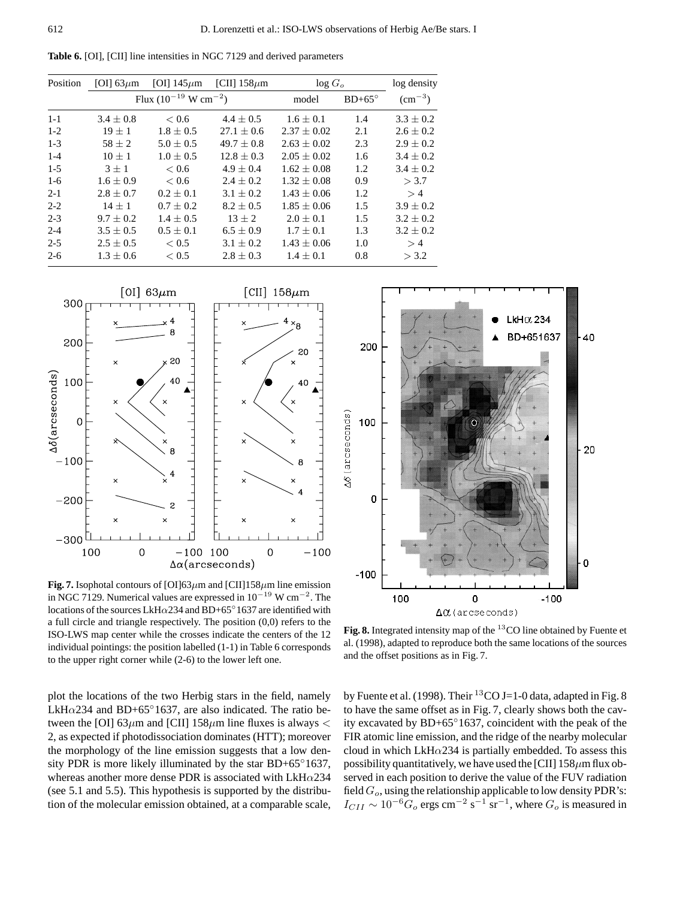**Table 6.** [OI], [CII] line intensities in NGC 7129 and derived parameters

| Position | [OI] 63$\mu$m | [OI] 145$\mu$m | [CII] 158$\mu$m | log $G_o$ | | log density |
|---|---|---|---|---|---|---|
| | Flux ($10^{-19}$ W cm$^{-2}$) | | | model | BD+65° | (cm$^{-3}$) |
| 1-1 | $3.4 \pm 0.8$ | $< 0.6$ | $4.4 \pm 0.5$ | $1.6 \pm 0.1$ | 1.4 | $3.3 \pm 0.2$ |
| 1-2 | $19 \pm 1$ | $1.8 \pm 0.5$ | $27.1 \pm 0.6$ | $2.37 \pm 0.02$ | 2.1 | $2.6 \pm 0.2$ |
| 1-3 | $58 \pm 2$ | $5.0 \pm 0.5$ | $49.7 \pm 0.8$ | $2.63 \pm 0.02$ | 2.3 | $2.9 \pm 0.2$ |
| 1-4 | $10 \pm 1$ | $1.0 \pm 0.5$ | $12.8 \pm 0.3$ | $2.05 \pm 0.02$ | 1.6 | $3.4 \pm 0.2$ |
| 1-5 | $3 \pm 1$ | $< 0.6$ | $4.9 \pm 0.4$ | $1.62 \pm 0.08$ | 1.2 | $3.4 \pm 0.2$ |
| 1-6 | $1.6 \pm 0.9$ | $< 0.6$ | $2.4 \pm 0.2$ | $1.32 \pm 0.08$ | 0.9 | $> 3.7$ |
| 2-1 | $2.8 \pm 0.7$ | $0.2 \pm 0.1$ | $3.1 \pm 0.2$ | $1.43 \pm 0.06$ | 1.2 | $> 4$ |
| 2-2 | $14 \pm 1$ | $0.7 \pm 0.2$ | $8.2 \pm 0.5$ | $1.85 \pm 0.06$ | 1.5 | $3.9 \pm 0.2$ |
| 2-3 | $9.7 \pm 0.2$ | $1.4 \pm 0.5$ | $13 \pm 2$ | $2.0 \pm 0.1$ | 1.5 | $3.2 \pm 0.2$ |
| 2-4 | $3.5 \pm 0.5$ | $0.5 \pm 0.1$ | $6.5 \pm 0.9$ | $1.7 \pm 0.1$ | 1.3 | $3.2 \pm 0.2$ |
| 2-5 | $2.5 \pm 0.5$ | $< 0.5$ | $3.1 \pm 0.2$ | $1.43 \pm 0.06$ | 1.0 | $> 4$ |
| 2-6 | $1.3 \pm 0.6$ | $< 0.5$ | $2.8 \pm 0.3$ | $1.4 \pm 0.1$ | 0.8 | $> 3.2$ |

**Fig. 7.** Isophotal contours of [OI]63$\mu$m and [CII]158$\mu$m line emission in NGC 7129. Numerical values are expressed in $10^{-19}$ W cm$^{-2}$. The locations of the sources LkH$\alpha$234 and BD+65°1637 are identified with a full circle and triangle respectively. The position (0,0) refers to the ISO-LWS map center while the crosses indicate the centers of the 12 individual pointings: the position labelled (1-1) in Table 6 corresponds to the upper right corner while (2-6) to the lower left one.

**Fig. 8.** Integrated intensity map of the $^{13}$CO line obtained by Fuente et al. (1998), adapted to reproduce both the same locations of the sources and the offset positions as in Fig. 7.

plot the locations of the two Herbig stars in the field, namely LkH$\alpha$234 and BD+65°1637, are also indicated. The ratio between the [OI] 63$\mu$m and [CII] 158$\mu$m line fluxes is always $<$ 2, as expected if photodissociation dominates (HTT); moreover the morphology of the line emission suggests that a low density PDR is more likely illuminated by the star BD+65°1637, whereas another more dense PDR is associated with LkH$\alpha$234 (see 5.1 and 5.5). This hypothesis is supported by the distribution of the molecular emission obtained, at a comparable scale, by Fuente et al. (1998). Their $^{13}$CO J=1-0 data, adapted in Fig. 8 to have the same offset as in Fig. 7, clearly shows both the cavity excavated by BD+65°1637, coincident with the peak of the FIR atomic line emission, and the ridge of the nearby molecular cloud in which LkH$\alpha$234 is partially embedded. To assess this possibility quantitatively, we have used the [CII] 158$\mu$m flux observed in each position to derive the value of the FUV radiation field $G_o$, using the relationship applicable to low density PDR's: $I_{CII} \sim 10^{-6} G_o$ ergs cm$^{-2}$ s$^{-1}$ sr$^{-1}$, where $G_o$ is measured in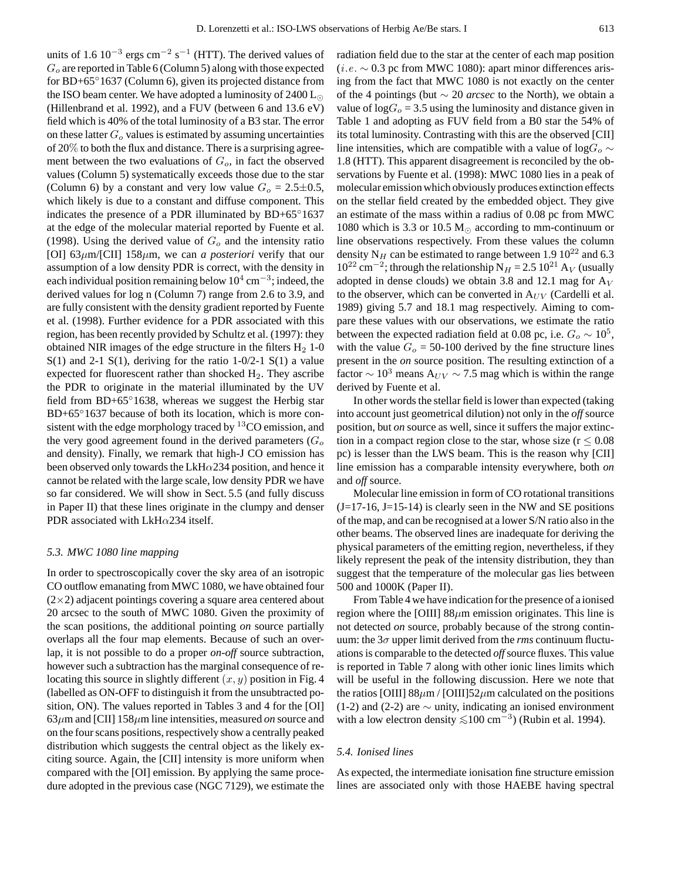units of 1.6 $10^{-3}$ ergs $cm^{-2}$ $s^{-1}$ (HTT). The derived values of $G_o$ are reported in Table 6 (Column 5) along with those expected for BD+65°1637 (Column 6), given its projected distance from the ISO beam center. We have adopted a luminosity of 2400 $L_\odot$ (Hillenbrand et al. 1992), and a FUV (between 6 and 13.6 eV) field which is 40% of the total luminosity of a B3 star. The error on these latter $G_o$ values is estimated by assuming uncertainties of 20% to both the flux and distance. There is a surprising agreement between the two evaluations of $G_o$, in fact the observed values (Column 5) systematically exceeds those due to the star (Column 6) by a constant and very low value $G_o$ = 2.5±0.5, which likely is due to a constant and diffuse component. This indicates the presence of a PDR illuminated by BD+65°1637 at the edge of the molecular material reported by Fuente et al. (1998). Using the derived value of $G_o$ and the intensity ratio [OI] 63$\mu$m/[CII] 158$\mu$m, we can *a posteriori* verify that our assumption of a low density PDR is correct, with the density in each individual position remaining below $10^4$ $cm^{-3}$; indeed, the derived values for log n (Column 7) range from 2.6 to 3.9, and are fully consistent with the density gradient reported by Fuente et al. (1998). Further evidence for a PDR associated with this region, has been recently provided by Schultz et al. (1997): they obtained NIR images of the edge structure in the filters $H_2$ 1-0 S(1) and 2-1 S(1), deriving for the ratio 1-0/2-1 S(1) a value expected for fluorescent rather than shocked $H_2$. They ascribe the PDR to originate in the material illuminated by the UV field from BD+65°1638, whereas we suggest the Herbig star BD+65°1637 because of both its location, which is more consistent with the edge morphology traced by $^{13}$CO emission, and the very good agreement found in the derived parameters ($G_o$ and density). Finally, we remark that high-J CO emission has been observed only towards the LkH$\alpha$234 position, and hence it cannot be related with the large scale, low density PDR we have so far considered. We will show in Sect. 5.5 (and fully discuss in Paper II) that these lines originate in the clumpy and denser PDR associated with LkH$\alpha$234 itself.

### 5.3. MWC 1080 line mapping

In order to spectroscopically cover the sky area of an isotropic CO outflow emanating from MWC 1080, we have obtained four (2×2) adjacent pointings covering a square area centered about 20 arcsec to the south of MWC 1080. Given the proximity of the scan positions, the additional pointing *on* source partially overlaps all the four map elements. Because of such an overlap, it is not possible to do a proper *on-off* source subtraction, however such a subtraction has the marginal consequence of relocating this source in slightly different $(x, y)$ position in Fig. 4 (labelled as ON-OFF to distinguish it from the unsubtracted position, ON). The values reported in Tables 3 and 4 for the [OI] 63$\mu$m and [CII] 158$\mu$m line intensities, measured *on* source and on the four scans positions, respectively show a centrally peaked distribution which suggests the central object as the likely exciting source. Again, the [CII] intensity is more uniform when compared with the [OI] emission. By applying the same procedure adopted in the previous case (NGC 7129), we estimate the radiation field due to the star at the center of each map position ($i.e.$ ~ 0.3 pc from MWC 1080): apart minor differences arising from the fact that MWC 1080 is not exactly on the center of the 4 pointings (but ~ 20 *arcsec* to the North), we obtain a value of log$G_o$ = 3.5 using the luminosity and distance given in Table 1 and adopting as FUV field from a B0 star the 54% of its total luminosity. Contrasting with this are the observed [CII] line intensities, which are compatible with a value of log$G_o$ ~ 1.8 (HTT). This apparent disagreement is reconciled by the observations by Fuente et al. (1998): MWC 1080 lies in a peak of molecular emission which obviously produces extinction effects on the stellar field created by the embedded object. They give an estimate of the mass within a radius of 0.08 pc from MWC 1080 which is 3.3 or 10.5 $M_\odot$ according to mm-continuum or line observations respectively. From these values the column density $N_H$ can be estimated to range between 1.9 $10^{22}$ and 6.3 $10^{22}$ $cm^{-2}$; through the relationship $N_H$ = 2.5 $10^{21}$ $A_V$ (usually adopted in dense clouds) we obtain 3.8 and 12.1 mag for $A_V$ to the observer, which can be converted in $A_{UV}$ (Cardelli et al. 1989) giving 5.7 and 18.1 mag respectively. Aiming to compare these values with our observations, we estimate the ratio between the expected radiation field at 0.08 pc, i.e. $G_o \sim 10^5$, with the value $G_o$ = 50-100 derived by the fine structure lines present in the *on* source position. The resulting extinction of a factor ~ $10^3$ means $A_{UV}$ ~ 7.5 mag which is within the range derived by Fuente et al.

In other words the stellar field is lower than expected (taking into account just geometrical dilution) not only in the *off* source position, but *on* source as well, since it suffers the major extinction in a compact region close to the star, whose size (r ≤ 0.08 pc) is lesser than the LWS beam. This is the reason why [CII] line emission has a comparable intensity everywhere, both *on* and *off* source.

Molecular line emission in form of CO rotational transitions (J=17-16, J=15-14) is clearly seen in the NW and SE positions of the map, and can be recognised at a lower S/N ratio also in the other beams. The observed lines are inadequate for deriving the physical parameters of the emitting region, nevertheless, if they likely represent the peak of the intensity distribution, they than suggest that the temperature of the molecular gas lies between 500 and 1000K (Paper II).

From Table 4 we have indication for the presence of a ionised region where the [OIII] 88$\mu$m emission originates. This line is not detected *on* source, probably because of the strong continuum: the 3$\sigma$ upper limit derived from the *rms* continuum fluctuations is comparable to the detected *off* source fluxes. This value is reported in Table 7 along with other ionic lines limits which will be useful in the following discussion. Here we note that the ratios [OIII] 88$\mu$m / [OIII]52$\mu$m calculated on the positions (1-2) and (2-2) are ~ unity, indicating an ionised environment with a low electron density $\lesssim$100 $cm^{-3}$) (Rubin et al. 1994).

### 5.4. Ionised lines

As expected, the intermediate ionisation fine structure emission lines are associated only with those HAEBE having spectral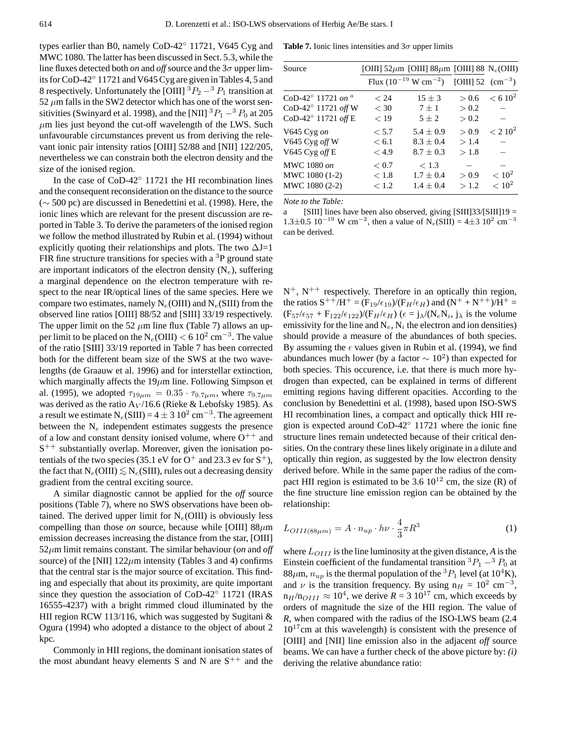types earlier than B0, namely CoD-42° 11721, V645 Cyg and MWC 1080. The latter has been discussed in Sect. 5.3, while the line fluxes detected both *on* and *off* source and the 3$\sigma$ upper limits for CoD-42° 11721 and V645 Cyg are given in Tables 4, 5 and 8 respectively. Unfortunately the [OIII] $^3P_2 - ^3P_1$ transition at 52 $\mu$m falls in the SW2 detector which has one of the worst sensitivities (Swinyard et al. 1998), and the [NII] $^3P_1 - ^3P_0$ at 205 $\mu$m lies just beyond the cut-off wavelength of the LWS. Such unfavourable circumstances prevent us from deriving the relevant ionic pair intensity ratios [OIII] 52/88 and [NII] 122/205, nevertheless we can constrain both the electron density and the size of the ionised region.

In the case of CoD-42° 11721 the HI recombination lines and the consequent reconsideration on the distance to the source (∼ 500 pc) are discussed in Benedettini et al. (1998). Here, the ionic lines which are relevant for the present discussion are reported in Table 3. To derive the parameters of the ionised region we follow the method illustrated by Rubin et al. (1994) without explicitly quoting their relationships and plots. The two $\Delta$J=1 FIR fine structure transitions for species with a $^3$P ground state are important indicators of the electron density ($N_e$), suffering a marginal dependence on the electron temperature with respect to the near IR/optical lines of the same species. Here we compare two estimates, namely $N_e$(OIII) and $N_e$(SIII) from the observed line ratios [OIII] 88/52 and [SIII] 33/19 respectively. The upper limit on the 52 $\mu$m line flux (Table 7) allows an upper limit to be placed on the $N_e$(OIII) < 6 $10^2$ cm$^{-3}$. The value of the ratio [SIII] 33/19 reported in Table 7 has been corrected both for the different beam size of the SWS at the two wavelengths (de Graauw et al. 1996) and for interstellar extinction, which marginally affects the 19$\mu$m line. Following Simpson et al. (1995), we adopted $\tau_{19\mu m} = 0.35 \cdot \tau_{9.7\mu m}$, where $\tau_{9.7\mu m}$ was derived as the ratio $A_V$/16.6 (Rieke & Lebofsky 1985). As a result we estimate $N_e$(SIII) = 4 ± 3 $10^2$ cm$^{-3}$. The agreement between the $N_e$ independent estimates suggests the presence of a low and constant density ionised volume, where $O^{++}$ and $S^{++}$ substantially overlap. Moreover, given the ionisation potentials of the two species (35.1 eV for $O^+$ and 23.3 ev for $S^+$), the fact that $N_e$(OIII) $\lesssim$ $N_e$(SIII), rules out a decreasing density gradient from the central exciting source.

A similar diagnostic cannot be applied for the *off* source positions (Table 7), where no SWS observations have been obtained. The derived upper limit for $N_e$(OIII) is obviously less compelling than those *on* source, because while [OIII] 88$\mu$m emission decreases increasing the distance from the star, [OIII] 52$\mu$m limit remains constant. The similar behaviour (*on* and *off* source) of the [NII] 122$\mu$m intensity (Tables 3 and 4) confirms that the central star is the major source of excitation. This finding and especially that about its proximity, are quite important since they question the association of CoD-42° 11721 (IRAS 16555-4237) with a bright rimmed cloud illuminated by the HII region RCW 113/116, which was suggested by Sugitani & Ogura (1994) who adopted a distance to the object of about 2 kpc.

Commonly in HII regions, the dominant ionisation states of the most abundant heavy elements S and N are $S^{++}$ and the $N^+$, $N^{++}$ respectively. Therefore in an optically thin region, the ratios $S^{++}/H^+ = (F_{19}/\epsilon_{19})/(F_H/\epsilon_H)$ and $(N^+ + N^{++})/H^+ = (F_{57}/\epsilon_{57} + F_{122}/\epsilon_{122})/(F_H/\epsilon_H)$ ($\epsilon = j_\lambda/(N_e N_i$, $j_\lambda$ is the volume emissivity for the line and $N_e$, $N_i$ the electron and ion densities) should provide a measure of the abundances of both species. By assuming the $\epsilon$ values given in Rubin et al. (1994), we find abundances much lower (by a factor ∼ $10^2$) than expected for both species. This occurence, i.e. that there is much more hydrogen than expected, can be explained in terms of different emitting regions having different opacities. According to the conclusion by Benedettini et al. (1998), based upon ISO-SWS HI recombination lines, a compact and optically thick HII region is expected around CoD-42° 11721 where the ionic fine structure lines remain undetected because of their critical densities. On the contrary these lines likely originate in a dilute and optically thin region, as suggested by the low electron density derived before. While in the same paper the radius of the compact HII region is estimated to be 3.6 $10^{12}$ cm, the size (R) of the fine structure line emission region can be obtained by the relationship:

$$L_{OIII(88\mu m)} = A \cdot n_{up} \cdot h\nu \cdot \frac{4}{3}\pi R^3 \tag{1}$$

where $L_{OIII}$ is the line luminosity at the given distance, *A* is the Einstein coefficient of the fundamental transition $^3P_1 - ^3P_0$ at 88$\mu$m, $n_{up}$ is the thermal population of the $^3P_1$ level (at $10^4$K), and $\nu$ is the transition frequency. By using $n_H = 10^2$ cm$^{-3}$, $n_H/n_{OIII} \approx 10^4$, we derive *R* = 3 $10^{17}$ cm, which exceeds by orders of magnitude the size of the HII region. The value of *R*, when compared with the radius of the ISO-LWS beam (2.4 $10^{17}$cm at this wavelength) is consistent with the presence of [OIII] and [NII] line emission also in the adjacent *off* source beams. We can have a further check of the above picture by: *(i)* deriving the relative abundance ratio:

**Table 7.** Ionic lines intensities and 3$\sigma$ upper limits

| Source | [OIII] 52$\mu$m | [OIII] 88$\mu$m | [OIII] 88 / [OIII] 52 | $N_e$(OIII) ($\mathrm{cm}^{-3}$) |
|---|---|---|---|---|
| | Flux ($10^{-19}$ W cm$^{-2}$) | | | |
| CoD-42° 11721 *on* [a] | < 24 | 15 ± 3 | > 0.6 | < 6 $10^2$ |
| CoD-42° 11721 *off* W | < 30 | 7 ± 1 | > 0.2 | – |
| CoD-42° 11721 *off* E | < 19 | 5 ± 2 | > 0.2 | – |
| V645 Cyg *on* | < 5.7 | 5.4 ± 0.9 | > 0.9 | < 2 $10^2$ |
| V645 Cyg *off* W | < 6.1 | 8.3 ± 0.4 | > 1.4 | – |
| V645 Cyg *off* E | < 4.9 | 8.7 ± 0.3 | > 1.8 | – |
| MWC 1080 *on* | < 0.7 | < 1.3 | – | – |
| MWC 1080 (1-2) | < 1.8 | 1.7 ± 0.4 | > 0.9 | < $10^2$ |
| MWC 1080 (2-2) | < 1.2 | 1.4 ± 0.4 | > 1.2 | < $10^2$ |

*Note to the Table:*

a [SIII] lines have been also observed, giving [SIII]33/[SIII]19 = 1.3±0.5 $10^{-19}$ W cm$^{-2}$, then a value of $N_e$(SIII) = 4±3 $10^2$ cm$^{-3}$ can be derived.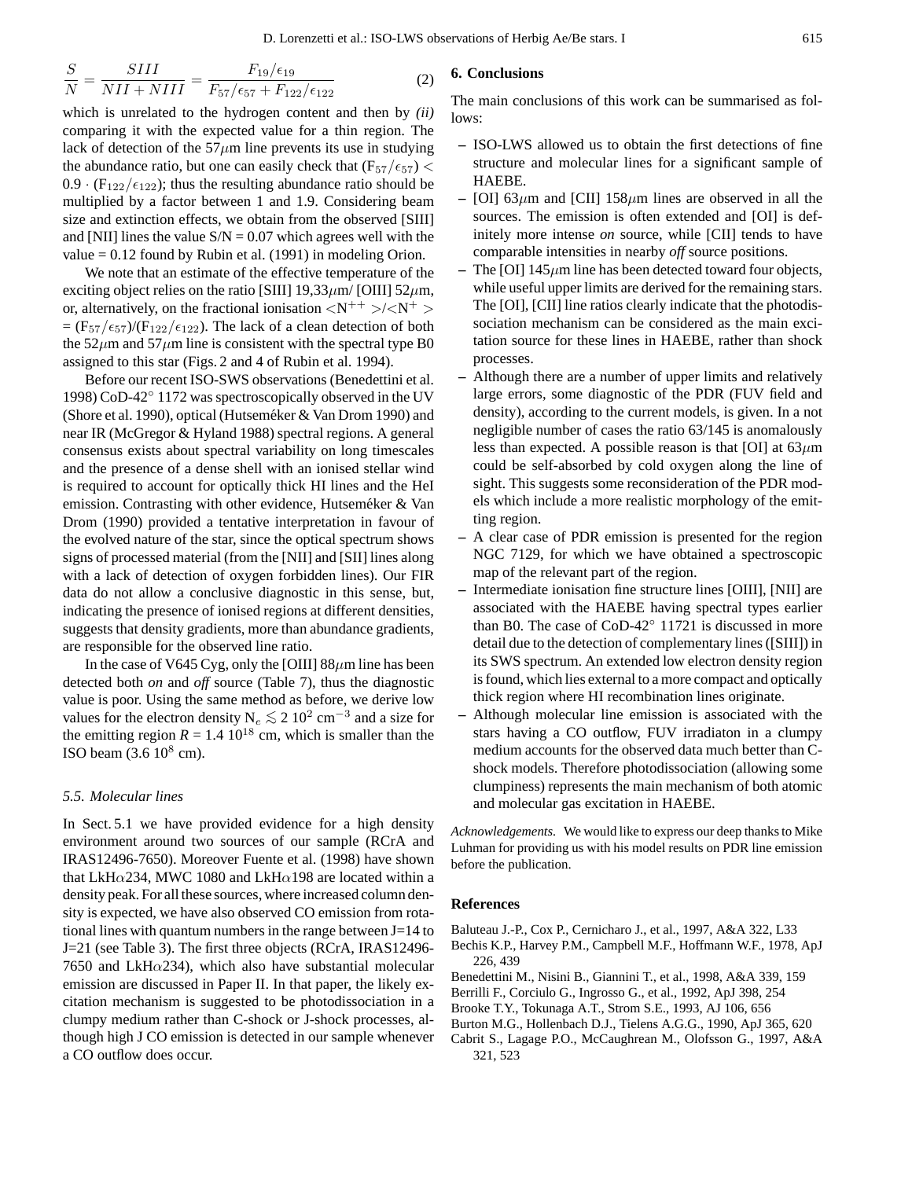$$\frac{S}{N} = \frac{SIII}{NII + NIII} = \frac{F_{19}/\epsilon_{19}}{F_{57}/\epsilon_{57} + F_{122}/\epsilon_{122}} \quad (2)$$

which is unrelated to the hydrogen content and then by *(ii)* comparing it with the expected value for a thin region. The lack of detection of the 57$\mu$m line prevents its use in studying the abundance ratio, but one can easily check that ($F_{57}/\epsilon_{57}$) < 0.9 $\cdot$ ($F_{122}/\epsilon_{122}$); thus the resulting abundance ratio should be multiplied by a factor between 1 and 1.9. Considering beam size and extinction effects, we obtain from the observed [SIII] and [NII] lines the value S/N = 0.07 which agrees well with the value = 0.12 found by Rubin et al. (1991) in modeling Orion.

We note that an estimate of the effective temperature of the exciting object relies on the ratio [SIII] 19,33$\mu$m/ [OIII] 52$\mu$m, or, alternatively, on the fractional ionisation $<N^{++}>/<N^{+}>$ = ($F_{57}/\epsilon_{57}$)/($F_{122}/\epsilon_{122}$). The lack of a clean detection of both the 52$\mu$m and 57$\mu$m line is consistent with the spectral type B0 assigned to this star (Figs. 2 and 4 of Rubin et al. 1994).

Before our recent ISO-SWS observations (Benedettini et al. 1998) CoD-42° 1172 was spectroscopically observed in the UV (Shore et al. 1990), optical (Hutseméker & Van Drom 1990) and near IR (McGregor & Hyland 1988) spectral regions. A general consensus exists about spectral variability on long timescales and the presence of a dense shell with an ionised stellar wind is required to account for optically thick HI lines and the HeI emission. Contrasting with other evidence, Hutseméker & Van Drom (1990) provided a tentative interpretation in favour of the evolved nature of the star, since the optical spectrum shows signs of processed material (from the [NII] and [SII] lines along with a lack of detection of oxygen forbidden lines). Our FIR data do not allow a conclusive diagnostic in this sense, but, indicating the presence of ionised regions at different densities, suggests that density gradients, more than abundance gradients, are responsible for the observed line ratio.

In the case of V645 Cyg, only the [OIII] 88$\mu$m line has been detected both *on* and *off* source (Table 7), thus the diagnostic value is poor. Using the same method as before, we derive low values for the electron density $N_e \lesssim 2\ 10^2$ cm$^{-3}$ and a size for the emitting region $R$ = 1.4 $10^{18}$ cm, which is smaller than the ISO beam (3.6 $10^8$ cm).

### 5.5. Molecular lines

In Sect. 5.1 we have provided evidence for a high density environment around two sources of our sample (RCrA and IRAS12496-7650). Moreover Fuente et al. (1998) have shown that LkH$\alpha$234, MWC 1080 and LkH$\alpha$198 are located within a density peak. For all these sources, where increased column density is expected, we have also observed CO emission from rotational lines with quantum numbers in the range between J=14 to J=21 (see Table 3). The first three objects (RCrA, IRAS12496-7650 and LkH$\alpha$234), which also have substantial molecular emission are discussed in Paper II. In that paper, the likely excitation mechanism is suggested to be photodissociation in a clumpy medium rather than C-shock or J-shock processes, although high J CO emission is detected in our sample whenever a CO outflow does occur.

## 6. Conclusions

The main conclusions of this work can be summarised as follows:

- ISO-LWS allowed us to obtain the first detections of fine structure and molecular lines for a significant sample of HAEBE.
- [OI] 63$\mu$m and [CII] 158$\mu$m lines are observed in all the sources. The emission is often extended and [OI] is definitely more intense *on* source, while [CII] tends to have comparable intensities in nearby *off* source positions.
- The [OI] 145$\mu$m line has been detected toward four objects, while useful upper limits are derived for the remaining stars. The [OI], [CII] line ratios clearly indicate that the photodissociation mechanism can be considered as the main excitation source for these lines in HAEBE, rather than shock processes.
- Although there are a number of upper limits and relatively large errors, some diagnostic of the PDR (FUV field and density), according to the current models, is given. In a not negligible number of cases the ratio 63/145 is anomalously less than expected. A possible reason is that [OI] at 63$\mu$m could be self-absorbed by cold oxygen along the line of sight. This suggests some reconsideration of the PDR models which include a more realistic morphology of the emitting region.
- A clear case of PDR emission is presented for the region NGC 7129, for which we have obtained a spectroscopic map of the relevant part of the region.
- Intermediate ionisation fine structure lines [OIII], [NII] are associated with the HAEBE having spectral types earlier than B0. The case of CoD-42° 11721 is discussed in more detail due to the detection of complementary lines ([SIII]) in its SWS spectrum. An extended low electron density region is found, which lies external to a more compact and optically thick region where HI recombination lines originate.
- Although molecular line emission is associated with the stars having a CO outflow, FUV irradiaton in a clumpy medium accounts for the observed data much better than C-shock models. Therefore photodissociation (allowing some clumpiness) represents the main mechanism of both atomic and molecular gas excitation in HAEBE.

*Acknowledgements.* We would like to express our deep thanks to Mike Luhman for providing us with his model results on PDR line emission before the publication.

## References

Baluteau J.-P., Cox P., Cernicharo J., et al., 1997, A&A 322, L33

Bechis K.P., Harvey P.M., Campbell M.F., Hoffmann W.F., 1978, ApJ 226, 439

Benedettini M., Nisini B., Giannini T., et al., 1998, A&A 339, 159

Berrilli F., Corciulo G., Ingrosso G., et al., 1992, ApJ 398, 254

Brooke T.Y., Tokunaga A.T., Strom S.E., 1993, AJ 106, 656

Burton M.G., Hollenbach D.J., Tielens A.G.G., 1990, ApJ 365, 620

Cabrit S., Lagage P.O., McCaughrean M., Olofsson G., 1997, A&A 321, 523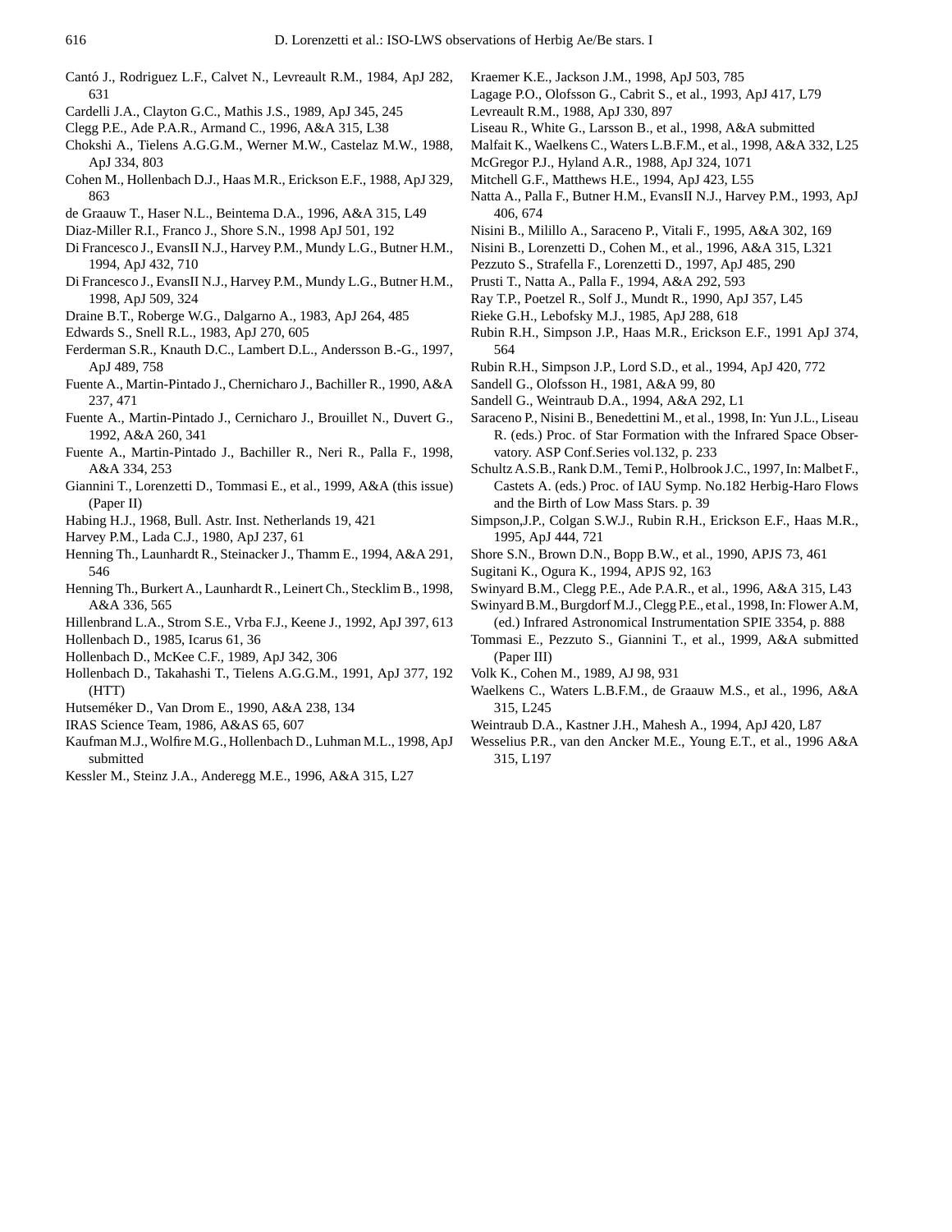Cantó J., Rodriguez L.F., Calvet N., Levreault R.M., 1984, ApJ 282, 631

Cardelli J.A., Clayton G.C., Mathis J.S., 1989, ApJ 345, 245

Clegg P.E., Ade P.A.R., Armand C., 1996, A&A 315, L38

Chokshi A., Tielens A.G.G.M., Werner M.W., Castelaz M.W., 1988, ApJ 334, 803

Cohen M., Hollenbach D.J., Haas M.R., Erickson E.F., 1988, ApJ 329, 863

de Graauw T., Haser N.L., Beintema D.A., 1996, A&A 315, L49

Diaz-Miller R.I., Franco J., Shore S.N., 1998 ApJ 501, 192

Di Francesco J., EvansII N.J., Harvey P.M., Mundy L.G., Butner H.M., 1994, ApJ 432, 710

Di Francesco J., EvansII N.J., Harvey P.M., Mundy L.G., Butner H.M., 1998, ApJ 509, 324

Draine B.T., Roberge W.G., Dalgarno A., 1983, ApJ 264, 485

Edwards S., Snell R.L., 1983, ApJ 270, 605

Ferderman S.R., Knauth D.C., Lambert D.L., Andersson B.-G., 1997, ApJ 489, 758

Fuente A., Martin-Pintado J., Chernicharo J., Bachiller R., 1990, A&A 237, 471

Fuente A., Martin-Pintado J., Cernicharo J., Brouillet N., Duvert G., 1992, A&A 260, 341

Fuente A., Martin-Pintado J., Bachiller R., Neri R., Palla F., 1998, A&A 334, 253

Giannini T., Lorenzetti D., Tommasi E., et al., 1999, A&A (this issue) (Paper II)

Habing H.J., 1968, Bull. Astr. Inst. Netherlands 19, 421

Harvey P.M., Lada C.J., 1980, ApJ 237, 61

Henning Th., Launhardt R., Steinacker J., Thamm E., 1994, A&A 291, 546

Henning Th., Burkert A., Launhardt R., Leinert Ch., Stecklim B., 1998, A&A 336, 565

Hillenbrand L.A., Strom S.E., Vrba F.J., Keene J., 1992, ApJ 397, 613

Hollenbach D., 1985, Icarus 61, 36

Hollenbach D., McKee C.F., 1989, ApJ 342, 306

Hollenbach D., Takahashi T., Tielens A.G.G.M., 1991, ApJ 377, 192 (HTT)

Hutseméker D., Van Drom E., 1990, A&A 238, 134

IRAS Science Team, 1986, A&AS 65, 607

Kaufman M.J., Wolfire M.G., Hollenbach D., Luhman M.L., 1998, ApJ submitted

Kessler M., Steinz J.A., Anderegg M.E., 1996, A&A 315, L27

Kraemer K.E., Jackson J.M., 1998, ApJ 503, 785

Lagage P.O., Olofsson G., Cabrit S., et al., 1993, ApJ 417, L79

Levreault R.M., 1988, ApJ 330, 897

Liseau R., White G., Larsson B., et al., 1998, A&A submitted

Malfait K., Waelkens C., Waters L.B.F.M., et al., 1998, A&A 332, L25

McGregor P.J., Hyland A.R., 1988, ApJ 324, 1071

Mitchell G.F., Matthews H.E., 1994, ApJ 423, L55

Natta A., Palla F., Butner H.M., EvansII N.J., Harvey P.M., 1993, ApJ 406, 674

Nisini B., Milillo A., Saraceno P., Vitali F., 1995, A&A 302, 169

Nisini B., Lorenzetti D., Cohen M., et al., 1996, A&A 315, L321

Pezzuto S., Strafella F., Lorenzetti D., 1997, ApJ 485, 290

Prusti T., Natta A., Palla F., 1994, A&A 292, 593

Ray T.P., Poetzel R., Solf J., Mundt R., 1990, ApJ 357, L45

Rieke G.H., Lebofsky M.J., 1985, ApJ 288, 618

Rubin R.H., Simpson J.P., Haas M.R., Erickson E.F., 1991 ApJ 374, 564

Rubin R.H., Simpson J.P., Lord S.D., et al., 1994, ApJ 420, 772

Sandell G., Olofsson H., 1981, A&A 99, 80

Sandell G., Weintraub D.A., 1994, A&A 292, L1

Saraceno P., Nisini B., Benedettini M., et al., 1998, In: Yun J.L., Liseau R. (eds.) Proc. of Star Formation with the Infrared Space Observatory. ASP Conf.Series vol.132, p. 233

Schultz A.S.B., Rank D.M., Temi P., Holbrook J.C., 1997, In: Malbet F., Castets A. (eds.) Proc. of IAU Symp. No.182 Herbig-Haro Flows and the Birth of Low Mass Stars. p. 39

Simpson,J.P., Colgan S.W.J., Rubin R.H., Erickson E.F., Haas M.R., 1995, ApJ 444, 721

Shore S.N., Brown D.N., Bopp B.W., et al., 1990, APJS 73, 461

Sugitani K., Ogura K., 1994, APJS 92, 163

Swinyard B.M., Clegg P.E., Ade P.A.R., et al., 1996, A&A 315, L43

Swinyard B.M., Burgdorf M.J., Clegg P.E., et al., 1998, In: Flower A.M, (ed.) Infrared Astronomical Instrumentation SPIE 3354, p. 888

Tommasi E., Pezzuto S., Giannini T., et al., 1999, A&A submitted (Paper III)

Volk K., Cohen M., 1989, AJ 98, 931

Waelkens C., Waters L.B.F.M., de Graauw M.S., et al., 1996, A&A 315, L245

Weintraub D.A., Kastner J.H., Mahesh A., 1994, ApJ 420, L87

Wesselius P.R., van den Ancker M.E., Young E.T., et al., 1996 A&A 315, L197